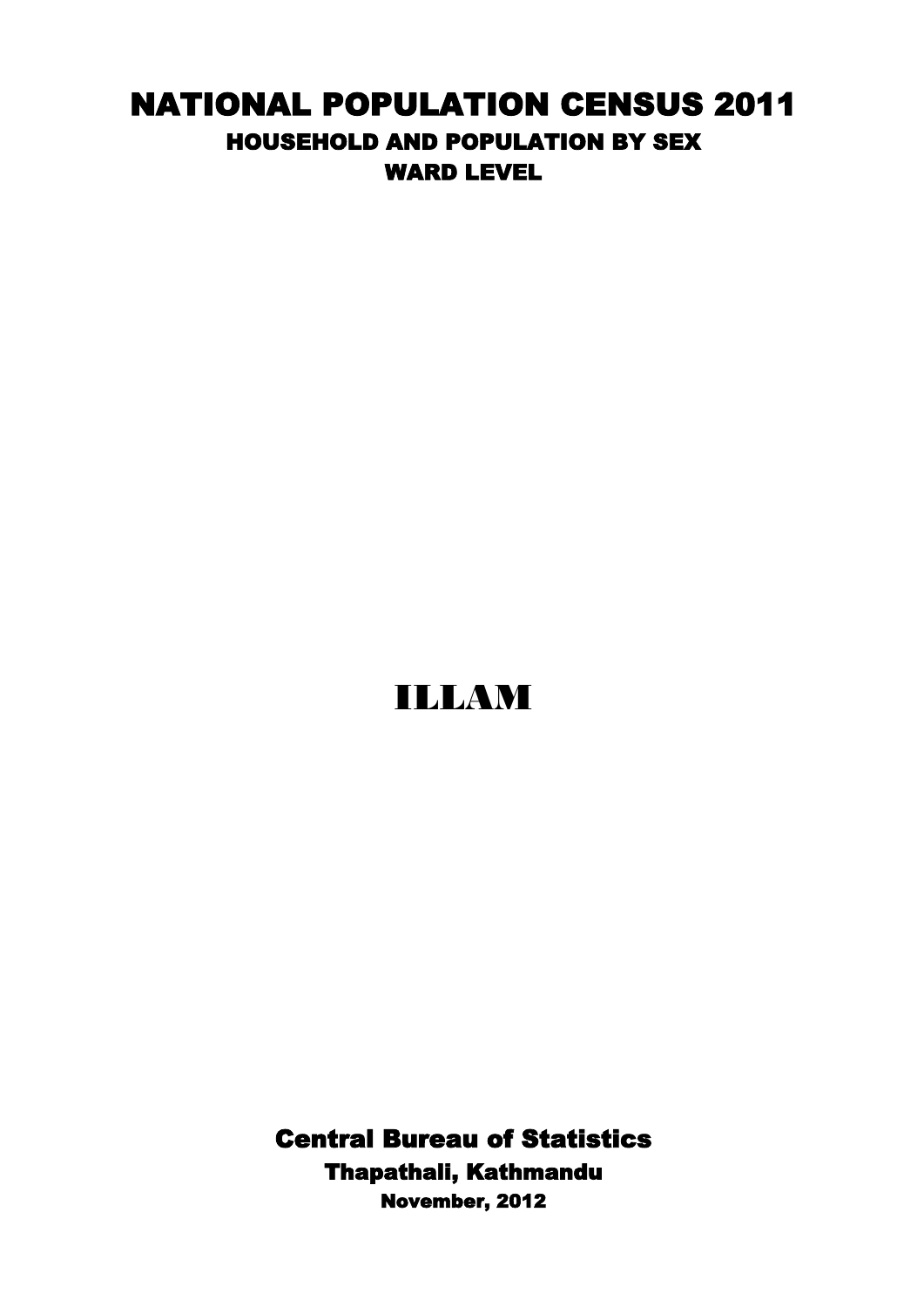# NATIONAL POPULATION CENSUS 2011

## HOUSEHOLD AND POPULATION BY SEX

## WARD LEVEL

# ILLAM

**Central Bureau of Statistics**

**Thapathali, Kathmandu**

**November, 2012**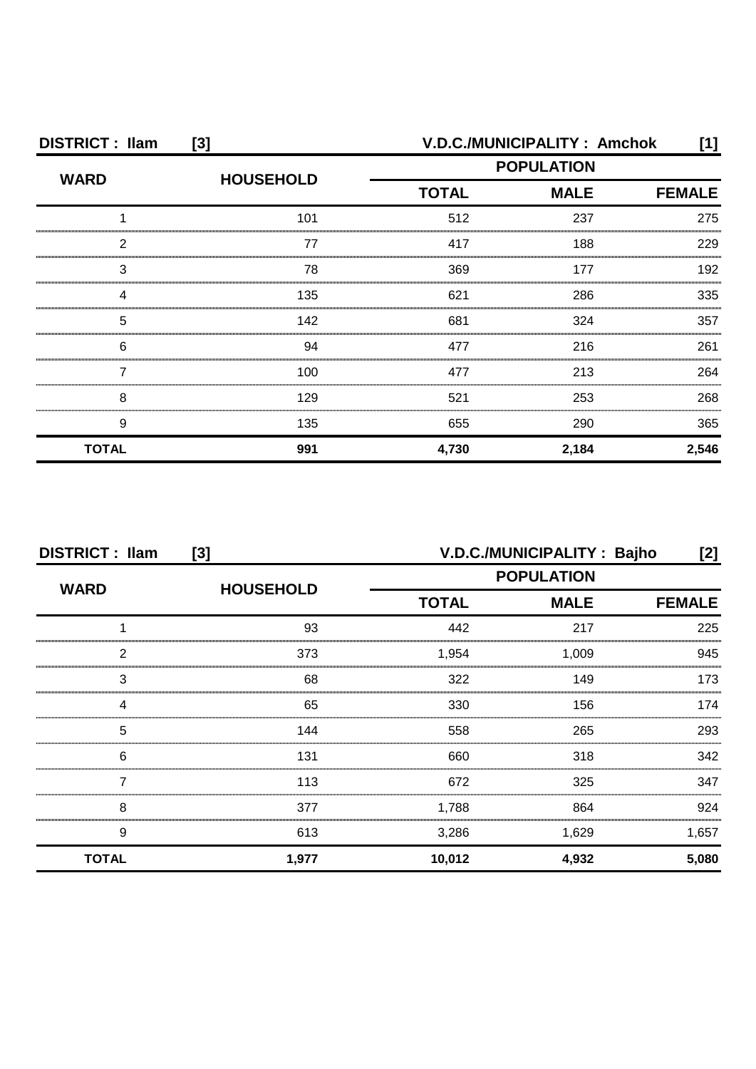**DISTRICT : Ilam [3]** **V.D.C./MUNICIPALITY : Amchok [1]**

| WARD | HOUSEHOLD | POPULATION | | |
|---|---|---|---|---|
| | | TOTAL | MALE | FEMALE |
| 1 | 101 | 512 | 237 | 275 |
| 2 | 77 | 417 | 188 | 229 |
| 3 | 78 | 369 | 177 | 192 |
| 4 | 135 | 621 | 286 | 335 |
| 5 | 142 | 681 | 324 | 357 |
| 6 | 94 | 477 | 216 | 261 |
| 7 | 100 | 477 | 213 | 264 |
| 8 | 129 | 521 | 253 | 268 |
| 9 | 135 | 655 | 290 | 365 |
| **TOTAL** | **991** | **4,730** | **2,184** | **2,546** |

**DISTRICT : Ilam [3]** **V.D.C./MUNICIPALITY : Bajho [2]**

| WARD | HOUSEHOLD | POPULATION | | |
|---|---|---|---|---|
| | | TOTAL | MALE | FEMALE |
| 1 | 93 | 442 | 217 | 225 |
| 2 | 373 | 1,954 | 1,009 | 945 |
| 3 | 68 | 322 | 149 | 173 |
| 4 | 65 | 330 | 156 | 174 |
| 5 | 144 | 558 | 265 | 293 |
| 6 | 131 | 660 | 318 | 342 |
| 7 | 113 | 672 | 325 | 347 |
| 8 | 377 | 1,788 | 864 | 924 |
| 9 | 613 | 3,286 | 1,629 | 1,657 |
| **TOTAL** | **1,977** | **10,012** | **4,932** | **5,080** |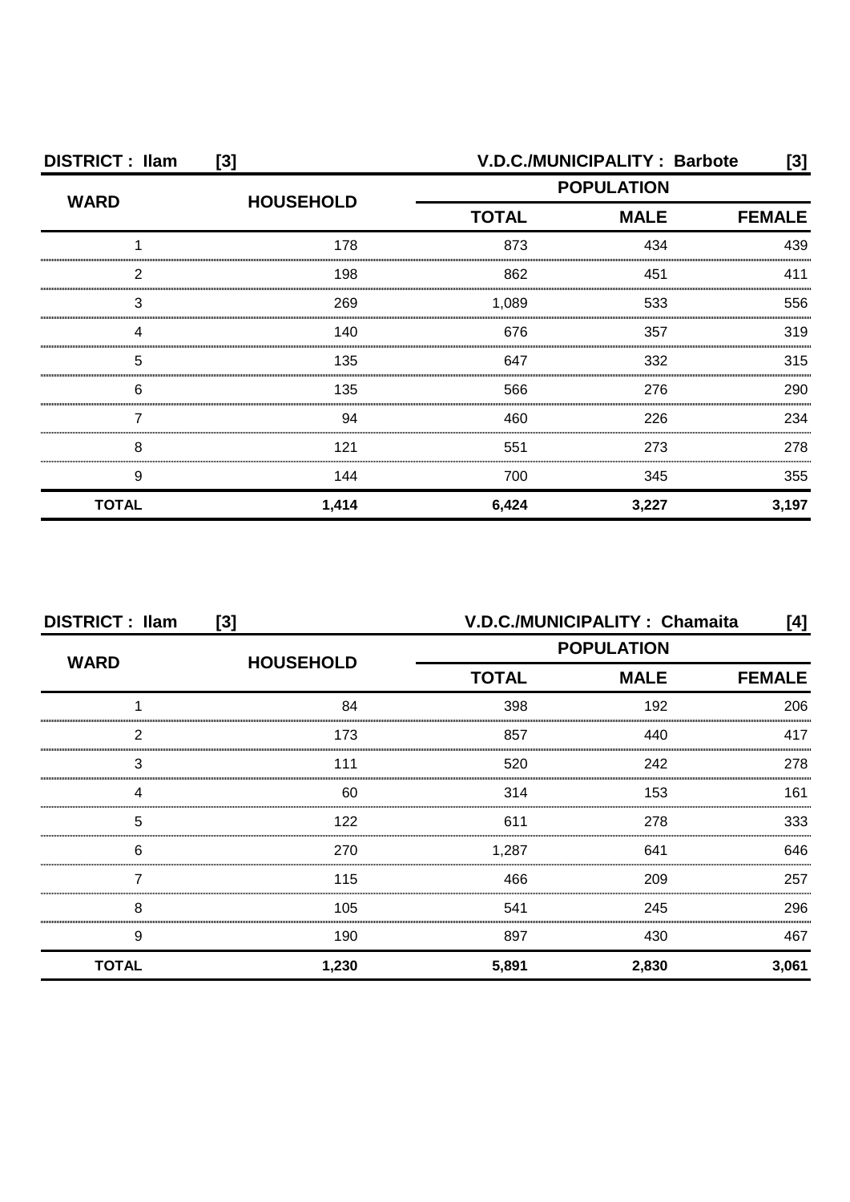**DISTRICT : Ilam [3]** **V.D.C./MUNICIPALITY : Barbote [3]**

| WARD | HOUSEHOLD | POPULATION | | |
|---|---|---|---|---|
| | | TOTAL | MALE | FEMALE |
| 1 | 178 | 873 | 434 | 439 |
| 2 | 198 | 862 | 451 | 411 |
| 3 | 269 | 1,089 | 533 | 556 |
| 4 | 140 | 676 | 357 | 319 |
| 5 | 135 | 647 | 332 | 315 |
| 6 | 135 | 566 | 276 | 290 |
| 7 | 94 | 460 | 226 | 234 |
| 8 | 121 | 551 | 273 | 278 |
| 9 | 144 | 700 | 345 | 355 |
| **TOTAL** | **1,414** | **6,424** | **3,227** | **3,197** |

**DISTRICT : Ilam [3]** **V.D.C./MUNICIPALITY : Chamaita [4]**

| WARD | HOUSEHOLD | POPULATION | | |
|---|---|---|---|---|
| | | TOTAL | MALE | FEMALE |
| 1 | 84 | 398 | 192 | 206 |
| 2 | 173 | 857 | 440 | 417 |
| 3 | 111 | 520 | 242 | 278 |
| 4 | 60 | 314 | 153 | 161 |
| 5 | 122 | 611 | 278 | 333 |
| 6 | 270 | 1,287 | 641 | 646 |
| 7 | 115 | 466 | 209 | 257 |
| 8 | 105 | 541 | 245 | 296 |
| 9 | 190 | 897 | 430 | 467 |
| **TOTAL** | **1,230** | **5,891** | **2,830** | **3,061** |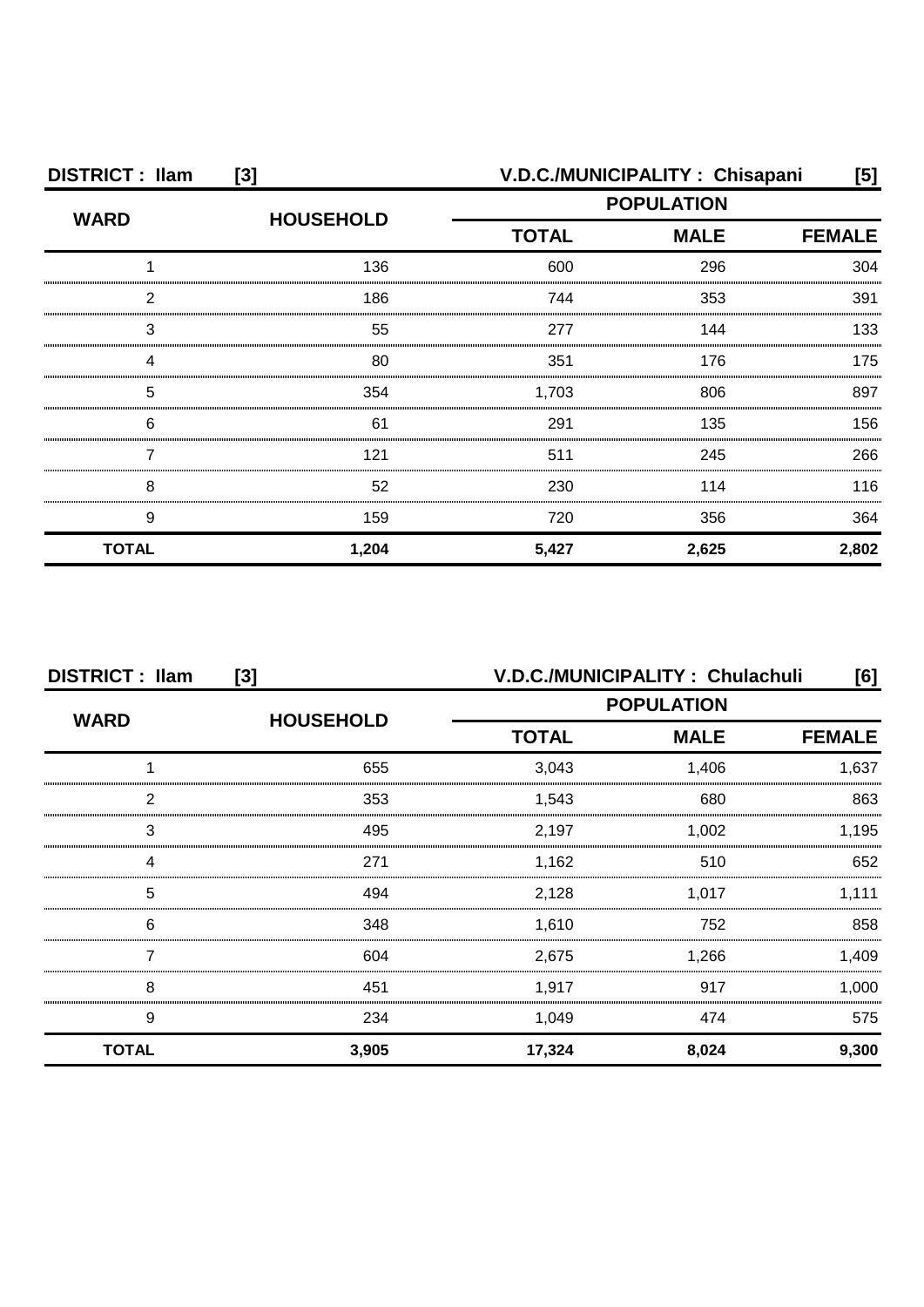**DISTRICT : Ilam [3]** **V.D.C./MUNICIPALITY : Chisapani [5]**

| WARD | HOUSEHOLD | POPULATION | | |
|---|---|---|---|---|
| | | TOTAL | MALE | FEMALE |
| 1 | 136 | 600 | 296 | 304 |
| 2 | 186 | 744 | 353 | 391 |
| 3 | 55 | 277 | 144 | 133 |
| 4 | 80 | 351 | 176 | 175 |
| 5 | 354 | 1,703 | 806 | 897 |
| 6 | 61 | 291 | 135 | 156 |
| 7 | 121 | 511 | 245 | 266 |
| 8 | 52 | 230 | 114 | 116 |
| 9 | 159 | 720 | 356 | 364 |
| **TOTAL** | **1,204** | **5,427** | **2,625** | **2,802** |

**DISTRICT : Ilam [3]** **V.D.C./MUNICIPALITY : Chulachuli [6]**

| WARD | HOUSEHOLD | POPULATION | | |
|---|---|---|---|---|
| | | TOTAL | MALE | FEMALE |
| 1 | 655 | 3,043 | 1,406 | 1,637 |
| 2 | 353 | 1,543 | 680 | 863 |
| 3 | 495 | 2,197 | 1,002 | 1,195 |
| 4 | 271 | 1,162 | 510 | 652 |
| 5 | 494 | 2,128 | 1,017 | 1,111 |
| 6 | 348 | 1,610 | 752 | 858 |
| 7 | 604 | 2,675 | 1,266 | 1,409 |
| 8 | 451 | 1,917 | 917 | 1,000 |
| 9 | 234 | 1,049 | 474 | 575 |
| **TOTAL** | **3,905** | **17,324** | **8,024** | **9,300** |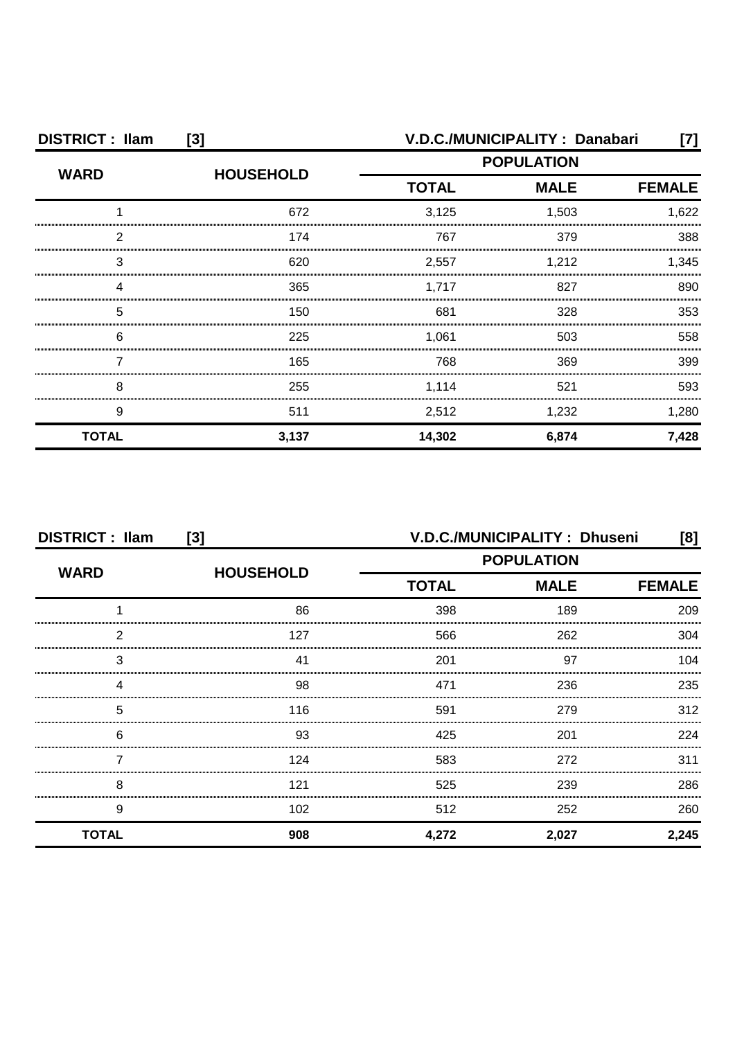**DISTRICT : Ilam [3]** **V.D.C./MUNICIPALITY : Danabari [7]**

| WARD | HOUSEHOLD | POPULATION | | |
|---|---|---|---|---|
| | | TOTAL | MALE | FEMALE |
| 1 | 672 | 3,125 | 1,503 | 1,622 |
| 2 | 174 | 767 | 379 | 388 |
| 3 | 620 | 2,557 | 1,212 | 1,345 |
| 4 | 365 | 1,717 | 827 | 890 |
| 5 | 150 | 681 | 328 | 353 |
| 6 | 225 | 1,061 | 503 | 558 |
| 7 | 165 | 768 | 369 | 399 |
| 8 | 255 | 1,114 | 521 | 593 |
| 9 | 511 | 2,512 | 1,232 | 1,280 |
| **TOTAL** | **3,137** | **14,302** | **6,874** | **7,428** |

**DISTRICT : Ilam [3]** **V.D.C./MUNICIPALITY : Dhuseni [8]**

| WARD | HOUSEHOLD | POPULATION | | |
|---|---|---|---|---|
| | | TOTAL | MALE | FEMALE |
| 1 | 86 | 398 | 189 | 209 |
| 2 | 127 | 566 | 262 | 304 |
| 3 | 41 | 201 | 97 | 104 |
| 4 | 98 | 471 | 236 | 235 |
| 5 | 116 | 591 | 279 | 312 |
| 6 | 93 | 425 | 201 | 224 |
| 7 | 124 | 583 | 272 | 311 |
| 8 | 121 | 525 | 239 | 286 |
| 9 | 102 | 512 | 252 | 260 |
| **TOTAL** | **908** | **4,272** | **2,027** | **2,245** |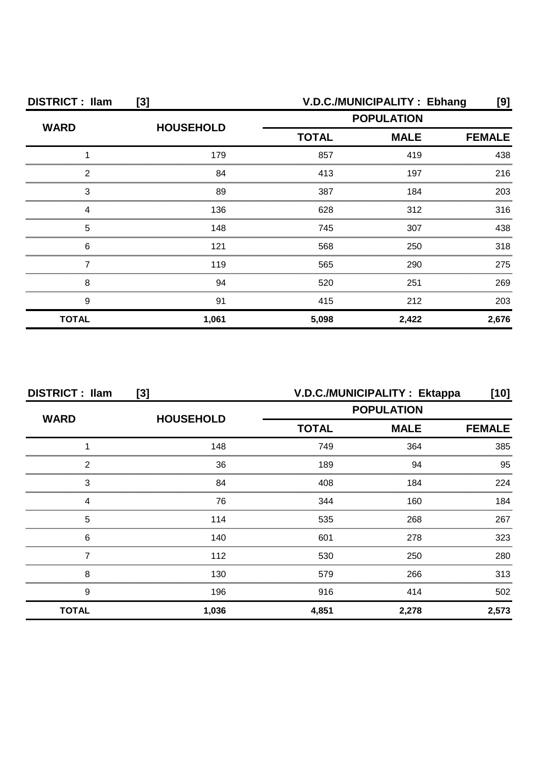**DISTRICT : Ilam [3]** **V.D.C./MUNICIPALITY : Ebhang [9]**

| WARD | HOUSEHOLD | POPULATION | | |
|---|---|---|---|---|
| | | TOTAL | MALE | FEMALE |
| 1 | 179 | 857 | 419 | 438 |
| 2 | 84 | 413 | 197 | 216 |
| 3 | 89 | 387 | 184 | 203 |
| 4 | 136 | 628 | 312 | 316 |
| 5 | 148 | 745 | 307 | 438 |
| 6 | 121 | 568 | 250 | 318 |
| 7 | 119 | 565 | 290 | 275 |
| 8 | 94 | 520 | 251 | 269 |
| 9 | 91 | 415 | 212 | 203 |
| **TOTAL** | **1,061** | **5,098** | **2,422** | **2,676** |

**DISTRICT : Ilam [3]** **V.D.C./MUNICIPALITY : Ektappa [10]**

| WARD | HOUSEHOLD | POPULATION | | |
|---|---|---|---|---|
| | | TOTAL | MALE | FEMALE |
| 1 | 148 | 749 | 364 | 385 |
| 2 | 36 | 189 | 94 | 95 |
| 3 | 84 | 408 | 184 | 224 |
| 4 | 76 | 344 | 160 | 184 |
| 5 | 114 | 535 | 268 | 267 |
| 6 | 140 | 601 | 278 | 323 |
| 7 | 112 | 530 | 250 | 280 |
| 8 | 130 | 579 | 266 | 313 |
| 9 | 196 | 916 | 414 | 502 |
| **TOTAL** | **1,036** | **4,851** | **2,278** | **2,573** |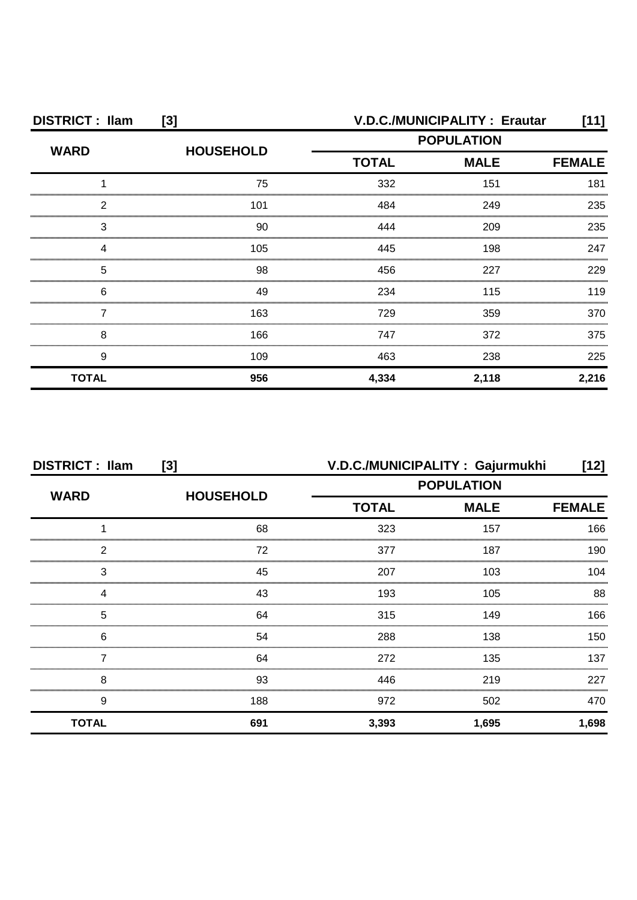| DISTRICT : Ilam [3] | | V.D.C./MUNICIPALITY : Erautar [11] | | |
|---|---|---|---|---|
| WARD | HOUSEHOLD | POPULATION | | |
| | | TOTAL | MALE | FEMALE |
| 1 | 75 | 332 | 151 | 181 |
| 2 | 101 | 484 | 249 | 235 |
| 3 | 90 | 444 | 209 | 235 |
| 4 | 105 | 445 | 198 | 247 |
| 5 | 98 | 456 | 227 | 229 |
| 6 | 49 | 234 | 115 | 119 |
| 7 | 163 | 729 | 359 | 370 |
| 8 | 166 | 747 | 372 | 375 |
| 9 | 109 | 463 | 238 | 225 |
| **TOTAL** | **956** | **4,334** | **2,118** | **2,216** |

| DISTRICT : Ilam [3] | | V.D.C./MUNICIPALITY : Gajurmukhi [12] | | |
|---|---|---|---|---|
| WARD | HOUSEHOLD | POPULATION | | |
| | | TOTAL | MALE | FEMALE |
| 1 | 68 | 323 | 157 | 166 |
| 2 | 72 | 377 | 187 | 190 |
| 3 | 45 | 207 | 103 | 104 |
| 4 | 43 | 193 | 105 | 88 |
| 5 | 64 | 315 | 149 | 166 |
| 6 | 54 | 288 | 138 | 150 |
| 7 | 64 | 272 | 135 | 137 |
| 8 | 93 | 446 | 219 | 227 |
| 9 | 188 | 972 | 502 | 470 |
| **TOTAL** | **691** | **3,393** | **1,695** | **1,698** |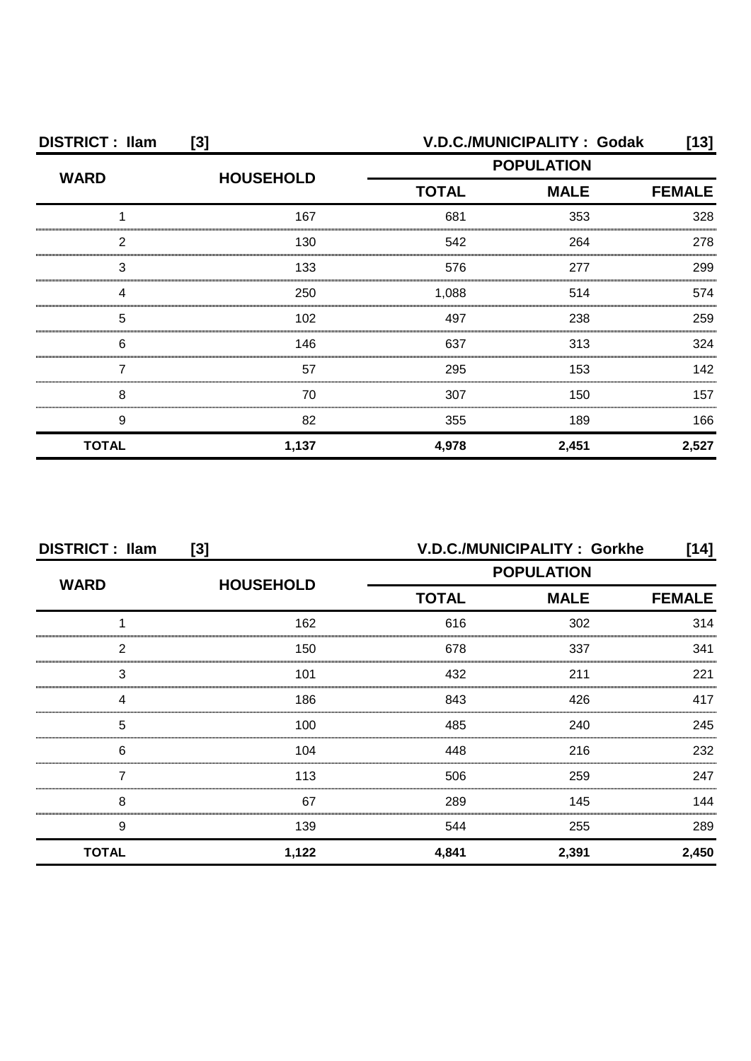**DISTRICT : Ilam [3]** **V.D.C./MUNICIPALITY : Godak [13]**

| WARD | HOUSEHOLD | POPULATION | | |
|---|---|---|---|---|
| | | TOTAL | MALE | FEMALE |
| 1 | 167 | 681 | 353 | 328 |
| 2 | 130 | 542 | 264 | 278 |
| 3 | 133 | 576 | 277 | 299 |
| 4 | 250 | 1,088 | 514 | 574 |
| 5 | 102 | 497 | 238 | 259 |
| 6 | 146 | 637 | 313 | 324 |
| 7 | 57 | 295 | 153 | 142 |
| 8 | 70 | 307 | 150 | 157 |
| 9 | 82 | 355 | 189 | 166 |
| **TOTAL** | **1,137** | **4,978** | **2,451** | **2,527** |

**DISTRICT : Ilam [3]** **V.D.C./MUNICIPALITY : Gorkhe [14]**

| WARD | HOUSEHOLD | POPULATION | | |
|---|---|---|---|---|
| | | TOTAL | MALE | FEMALE |
| 1 | 162 | 616 | 302 | 314 |
| 2 | 150 | 678 | 337 | 341 |
| 3 | 101 | 432 | 211 | 221 |
| 4 | 186 | 843 | 426 | 417 |
| 5 | 100 | 485 | 240 | 245 |
| 6 | 104 | 448 | 216 | 232 |
| 7 | 113 | 506 | 259 | 247 |
| 8 | 67 | 289 | 145 | 144 |
| 9 | 139 | 544 | 255 | 289 |
| **TOTAL** | **1,122** | **4,841** | **2,391** | **2,450** |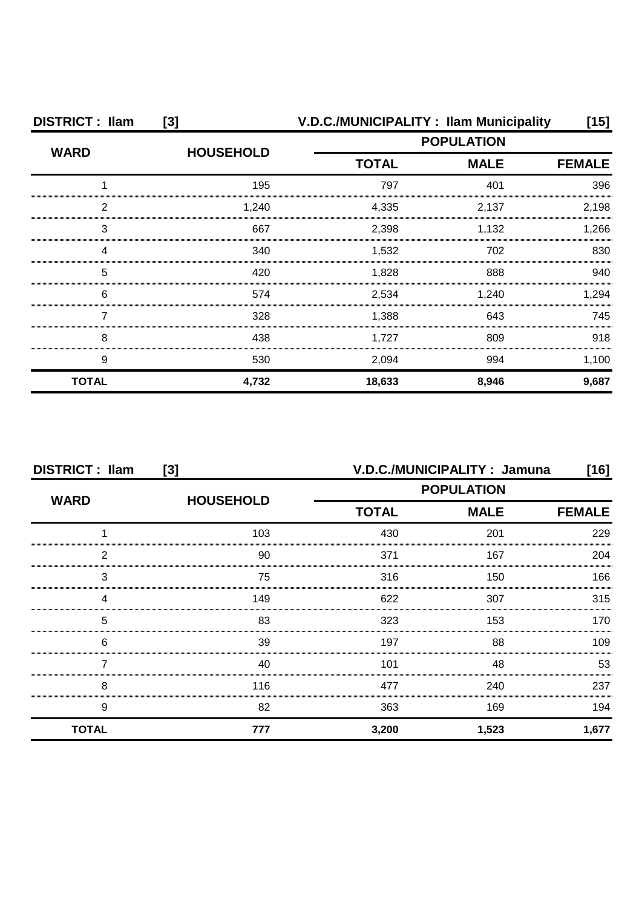**DISTRICT : Ilam [3]** **V.D.C./MUNICIPALITY : Ilam Municipality [15]**

| WARD | HOUSEHOLD | POPULATION | | |
|---|---|---|---|---|
| | | TOTAL | MALE | FEMALE |
| 1 | 195 | 797 | 401 | 396 |
| 2 | 1,240 | 4,335 | 2,137 | 2,198 |
| 3 | 667 | 2,398 | 1,132 | 1,266 |
| 4 | 340 | 1,532 | 702 | 830 |
| 5 | 420 | 1,828 | 888 | 940 |
| 6 | 574 | 2,534 | 1,240 | 1,294 |
| 7 | 328 | 1,388 | 643 | 745 |
| 8 | 438 | 1,727 | 809 | 918 |
| 9 | 530 | 2,094 | 994 | 1,100 |
| **TOTAL** | **4,732** | **18,633** | **8,946** | **9,687** |

**DISTRICT : Ilam [3]** **V.D.C./MUNICIPALITY : Jamuna [16]**

| WARD | HOUSEHOLD | POPULATION | | |
|---|---|---|---|---|
| | | TOTAL | MALE | FEMALE |
| 1 | 103 | 430 | 201 | 229 |
| 2 | 90 | 371 | 167 | 204 |
| 3 | 75 | 316 | 150 | 166 |
| 4 | 149 | 622 | 307 | 315 |
| 5 | 83 | 323 | 153 | 170 |
| 6 | 39 | 197 | 88 | 109 |
| 7 | 40 | 101 | 48 | 53 |
| 8 | 116 | 477 | 240 | 237 |
| 9 | 82 | 363 | 169 | 194 |
| **TOTAL** | **777** | **3,200** | **1,523** | **1,677** |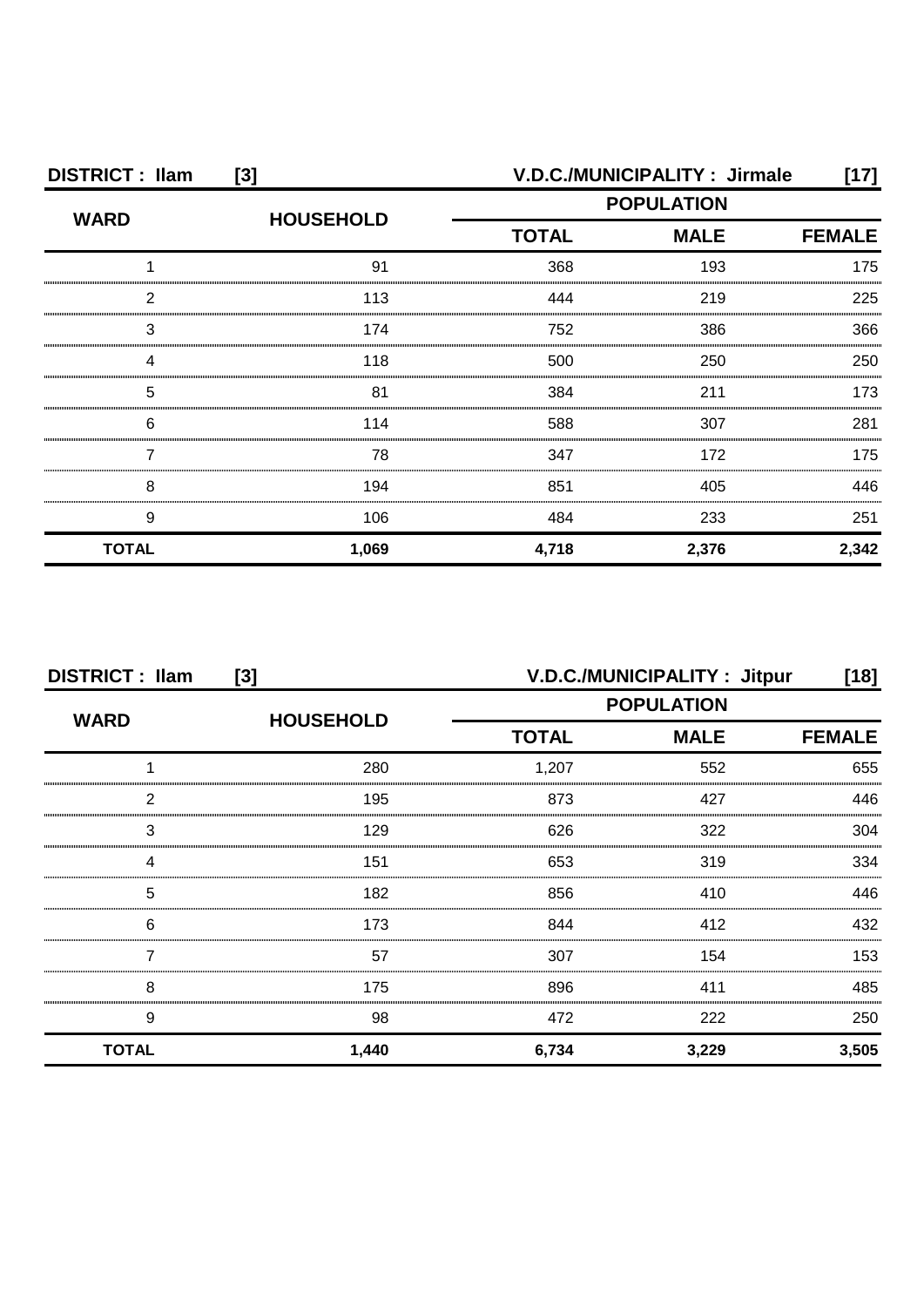**DISTRICT : Ilam [3]** **V.D.C./MUNICIPALITY : Jirmale [17]**

| WARD | HOUSEHOLD | POPULATION | | |
|---|---|---|---|---|
| | | TOTAL | MALE | FEMALE |
| 1 | 91 | 368 | 193 | 175 |
| 2 | 113 | 444 | 219 | 225 |
| 3 | 174 | 752 | 386 | 366 |
| 4 | 118 | 500 | 250 | 250 |
| 5 | 81 | 384 | 211 | 173 |
| 6 | 114 | 588 | 307 | 281 |
| 7 | 78 | 347 | 172 | 175 |
| 8 | 194 | 851 | 405 | 446 |
| 9 | 106 | 484 | 233 | 251 |
| **TOTAL** | **1,069** | **4,718** | **2,376** | **2,342** |

**DISTRICT : Ilam [3]** **V.D.C./MUNICIPALITY : Jitpur [18]**

| WARD | HOUSEHOLD | POPULATION | | |
|---|---|---|---|---|
| | | TOTAL | MALE | FEMALE |
| 1 | 280 | 1,207 | 552 | 655 |
| 2 | 195 | 873 | 427 | 446 |
| 3 | 129 | 626 | 322 | 304 |
| 4 | 151 | 653 | 319 | 334 |
| 5 | 182 | 856 | 410 | 446 |
| 6 | 173 | 844 | 412 | 432 |
| 7 | 57 | 307 | 154 | 153 |
| 8 | 175 | 896 | 411 | 485 |
| 9 | 98 | 472 | 222 | 250 |
| **TOTAL** | **1,440** | **6,734** | **3,229** | **3,505** |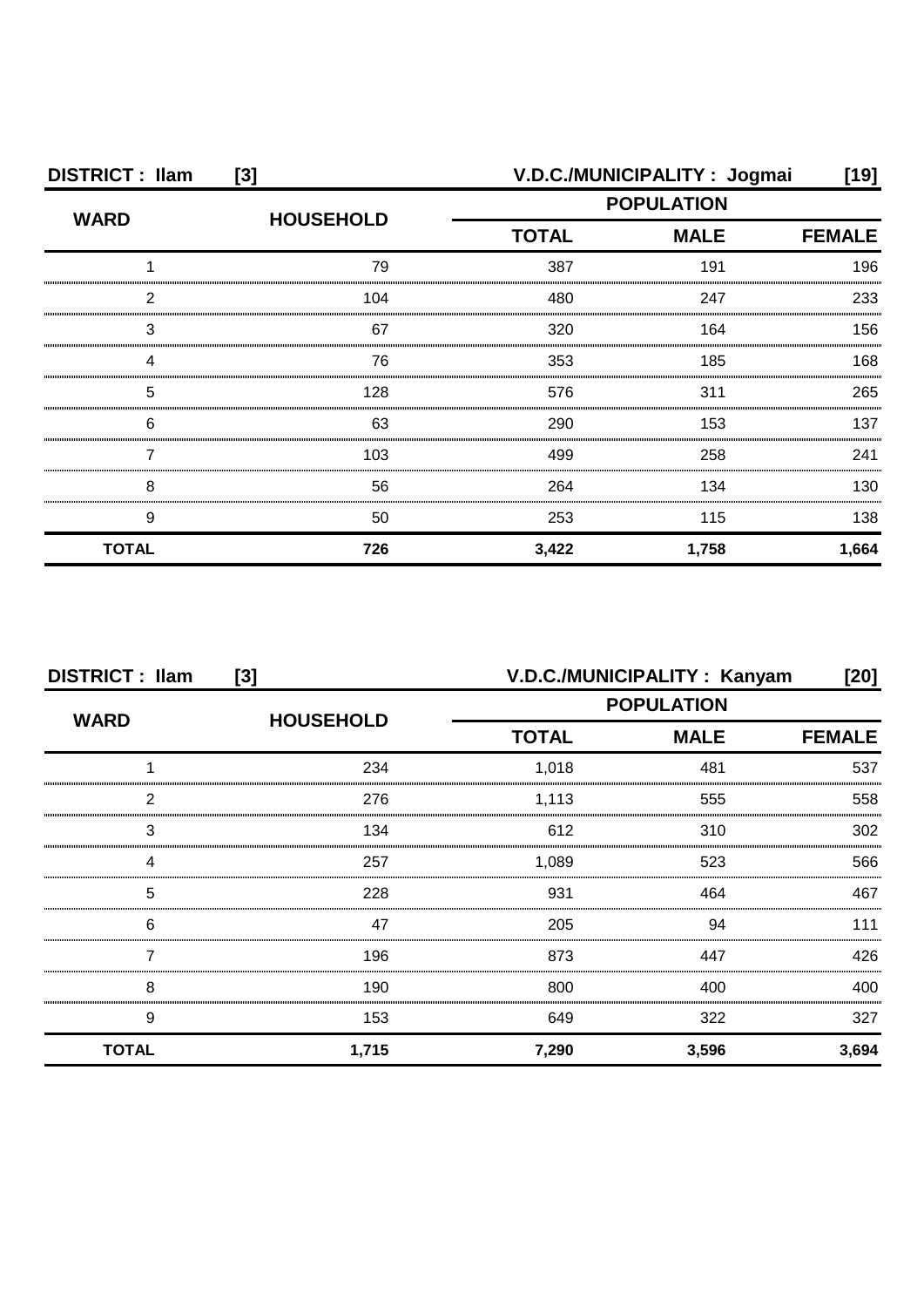**DISTRICT : Ilam [3]** **V.D.C./MUNICIPALITY : Jogmai [19]**

| WARD | HOUSEHOLD | POPULATION | | |
|---|---|---|---|---|
| | | TOTAL | MALE | FEMALE |
| 1 | 79 | 387 | 191 | 196 |
| 2 | 104 | 480 | 247 | 233 |
| 3 | 67 | 320 | 164 | 156 |
| 4 | 76 | 353 | 185 | 168 |
| 5 | 128 | 576 | 311 | 265 |
| 6 | 63 | 290 | 153 | 137 |
| 7 | 103 | 499 | 258 | 241 |
| 8 | 56 | 264 | 134 | 130 |
| 9 | 50 | 253 | 115 | 138 |
| **TOTAL** | **726** | **3,422** | **1,758** | **1,664** |

**DISTRICT : Ilam [3]** **V.D.C./MUNICIPALITY : Kanyam [20]**

| WARD | HOUSEHOLD | POPULATION | | |
|---|---|---|---|---|
| | | TOTAL | MALE | FEMALE |
| 1 | 234 | 1,018 | 481 | 537 |
| 2 | 276 | 1,113 | 555 | 558 |
| 3 | 134 | 612 | 310 | 302 |
| 4 | 257 | 1,089 | 523 | 566 |
| 5 | 228 | 931 | 464 | 467 |
| 6 | 47 | 205 | 94 | 111 |
| 7 | 196 | 873 | 447 | 426 |
| 8 | 190 | 800 | 400 | 400 |
| 9 | 153 | 649 | 322 | 327 |
| **TOTAL** | **1,715** | **7,290** | **3,596** | **3,694** |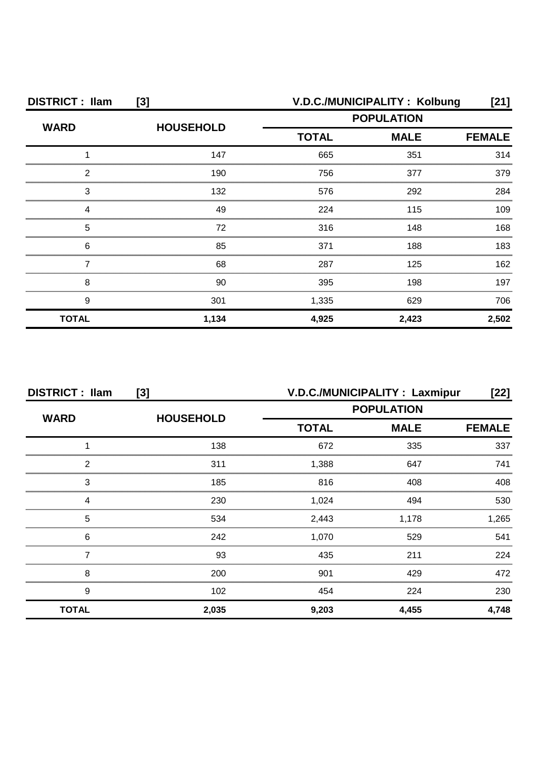**DISTRICT : Ilam [3]** **V.D.C./MUNICIPALITY : Kolbung [21]**

| WARD | HOUSEHOLD | POPULATION | | |
|---|---|---|---|---|
| | | TOTAL | MALE | FEMALE |
| 1 | 147 | 665 | 351 | 314 |
| 2 | 190 | 756 | 377 | 379 |
| 3 | 132 | 576 | 292 | 284 |
| 4 | 49 | 224 | 115 | 109 |
| 5 | 72 | 316 | 148 | 168 |
| 6 | 85 | 371 | 188 | 183 |
| 7 | 68 | 287 | 125 | 162 |
| 8 | 90 | 395 | 198 | 197 |
| 9 | 301 | 1,335 | 629 | 706 |
| **TOTAL** | **1,134** | **4,925** | **2,423** | **2,502** |

**DISTRICT : Ilam [3]** **V.D.C./MUNICIPALITY : Laxmipur [22]**

| WARD | HOUSEHOLD | POPULATION | | |
|---|---|---|---|---|
| | | TOTAL | MALE | FEMALE |
| 1 | 138 | 672 | 335 | 337 |
| 2 | 311 | 1,388 | 647 | 741 |
| 3 | 185 | 816 | 408 | 408 |
| 4 | 230 | 1,024 | 494 | 530 |
| 5 | 534 | 2,443 | 1,178 | 1,265 |
| 6 | 242 | 1,070 | 529 | 541 |
| 7 | 93 | 435 | 211 | 224 |
| 8 | 200 | 901 | 429 | 472 |
| 9 | 102 | 454 | 224 | 230 |
| **TOTAL** | **2,035** | **9,203** | **4,455** | **4,748** |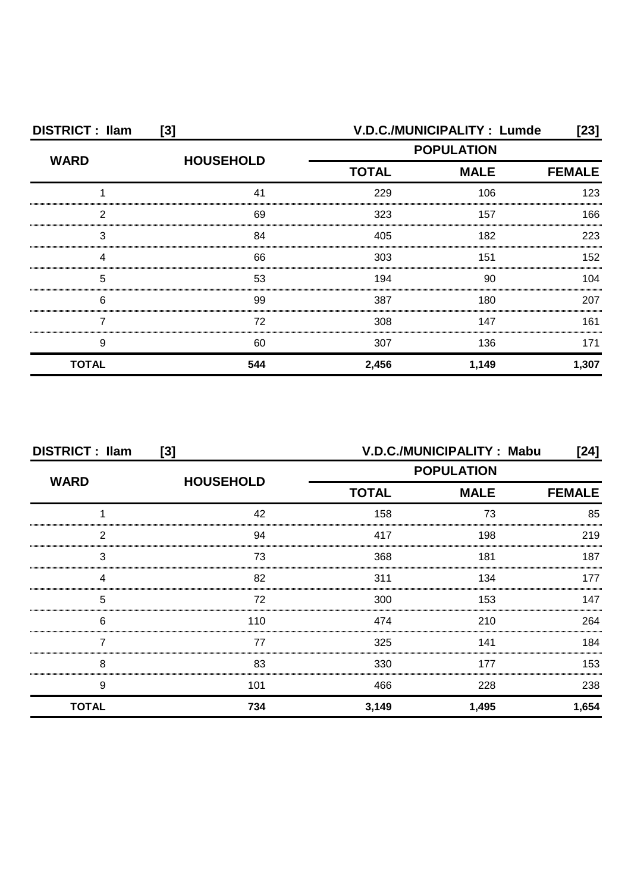**DISTRICT : Ilam [3]** **V.D.C./MUNICIPALITY : Lumde [23]**

| WARD | HOUSEHOLD | POPULATION | | |
|---|---|---|---|---|
| | | TOTAL | MALE | FEMALE |
| 1 | 41 | 229 | 106 | 123 |
| 2 | 69 | 323 | 157 | 166 |
| 3 | 84 | 405 | 182 | 223 |
| 4 | 66 | 303 | 151 | 152 |
| 5 | 53 | 194 | 90 | 104 |
| 6 | 99 | 387 | 180 | 207 |
| 7 | 72 | 308 | 147 | 161 |
| 9 | 60 | 307 | 136 | 171 |
| **TOTAL** | **544** | **2,456** | **1,149** | **1,307** |

**DISTRICT : Ilam [3]** **V.D.C./MUNICIPALITY : Mabu [24]**

| WARD | HOUSEHOLD | POPULATION | | |
|---|---|---|---|---|
| | | TOTAL | MALE | FEMALE |
| 1 | 42 | 158 | 73 | 85 |
| 2 | 94 | 417 | 198 | 219 |
| 3 | 73 | 368 | 181 | 187 |
| 4 | 82 | 311 | 134 | 177 |
| 5 | 72 | 300 | 153 | 147 |
| 6 | 110 | 474 | 210 | 264 |
| 7 | 77 | 325 | 141 | 184 |
| 8 | 83 | 330 | 177 | 153 |
| 9 | 101 | 466 | 228 | 238 |
| **TOTAL** | **734** | **3,149** | **1,495** | **1,654** |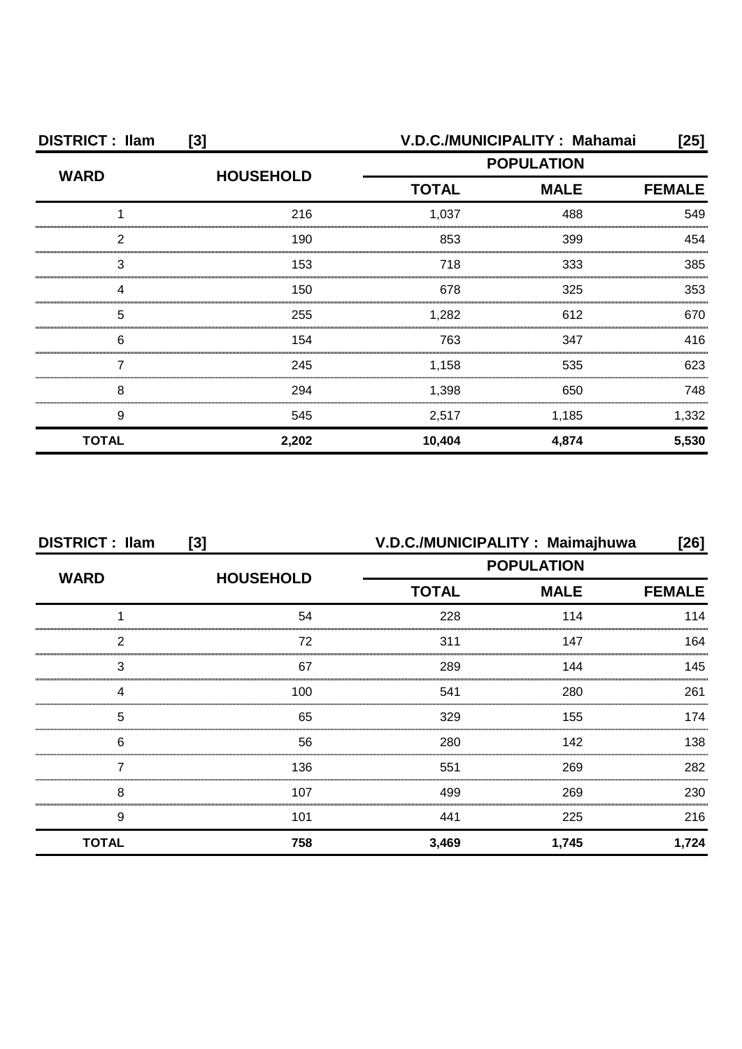**DISTRICT : Ilam [3]** **V.D.C./MUNICIPALITY : Mahamai [25]**

| WARD | HOUSEHOLD | POPULATION | | |
|---|---|---|---|---|
| | | TOTAL | MALE | FEMALE |
| 1 | 216 | 1,037 | 488 | 549 |
| 2 | 190 | 853 | 399 | 454 |
| 3 | 153 | 718 | 333 | 385 |
| 4 | 150 | 678 | 325 | 353 |
| 5 | 255 | 1,282 | 612 | 670 |
| 6 | 154 | 763 | 347 | 416 |
| 7 | 245 | 1,158 | 535 | 623 |
| 8 | 294 | 1,398 | 650 | 748 |
| 9 | 545 | 2,517 | 1,185 | 1,332 |
| **TOTAL** | **2,202** | **10,404** | **4,874** | **5,530** |

**DISTRICT : Ilam [3]** **V.D.C./MUNICIPALITY : Maimajhuwa [26]**

| WARD | HOUSEHOLD | POPULATION | | |
|---|---|---|---|---|
| | | TOTAL | MALE | FEMALE |
| 1 | 54 | 228 | 114 | 114 |
| 2 | 72 | 311 | 147 | 164 |
| 3 | 67 | 289 | 144 | 145 |
| 4 | 100 | 541 | 280 | 261 |
| 5 | 65 | 329 | 155 | 174 |
| 6 | 56 | 280 | 142 | 138 |
| 7 | 136 | 551 | 269 | 282 |
| 8 | 107 | 499 | 269 | 230 |
| 9 | 101 | 441 | 225 | 216 |
| **TOTAL** | **758** | **3,469** | **1,745** | **1,724** |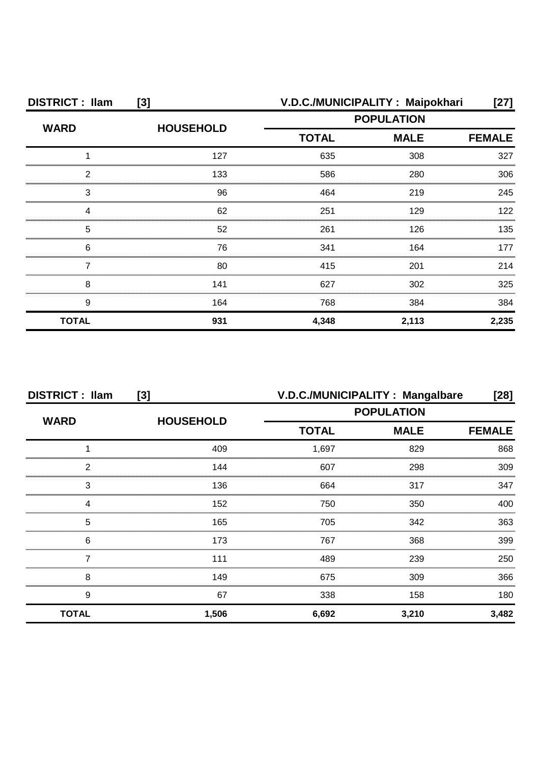**DISTRICT : Ilam [3]** **V.D.C./MUNICIPALITY : Maipokhari [27]**

| WARD | HOUSEHOLD | POPULATION | | |
|---|---|---|---|---|
| | | TOTAL | MALE | FEMALE |
| 1 | 127 | 635 | 308 | 327 |
| 2 | 133 | 586 | 280 | 306 |
| 3 | 96 | 464 | 219 | 245 |
| 4 | 62 | 251 | 129 | 122 |
| 5 | 52 | 261 | 126 | 135 |
| 6 | 76 | 341 | 164 | 177 |
| 7 | 80 | 415 | 201 | 214 |
| 8 | 141 | 627 | 302 | 325 |
| 9 | 164 | 768 | 384 | 384 |
| **TOTAL** | **931** | **4,348** | **2,113** | **2,235** |

**DISTRICT : Ilam [3]** **V.D.C./MUNICIPALITY : Mangalbare [28]**

| WARD | HOUSEHOLD | POPULATION | | |
|---|---|---|---|---|
| | | TOTAL | MALE | FEMALE |
| 1 | 409 | 1,697 | 829 | 868 |
| 2 | 144 | 607 | 298 | 309 |
| 3 | 136 | 664 | 317 | 347 |
| 4 | 152 | 750 | 350 | 400 |
| 5 | 165 | 705 | 342 | 363 |
| 6 | 173 | 767 | 368 | 399 |
| 7 | 111 | 489 | 239 | 250 |
| 8 | 149 | 675 | 309 | 366 |
| 9 | 67 | 338 | 158 | 180 |
| **TOTAL** | **1,506** | **6,692** | **3,210** | **3,482** |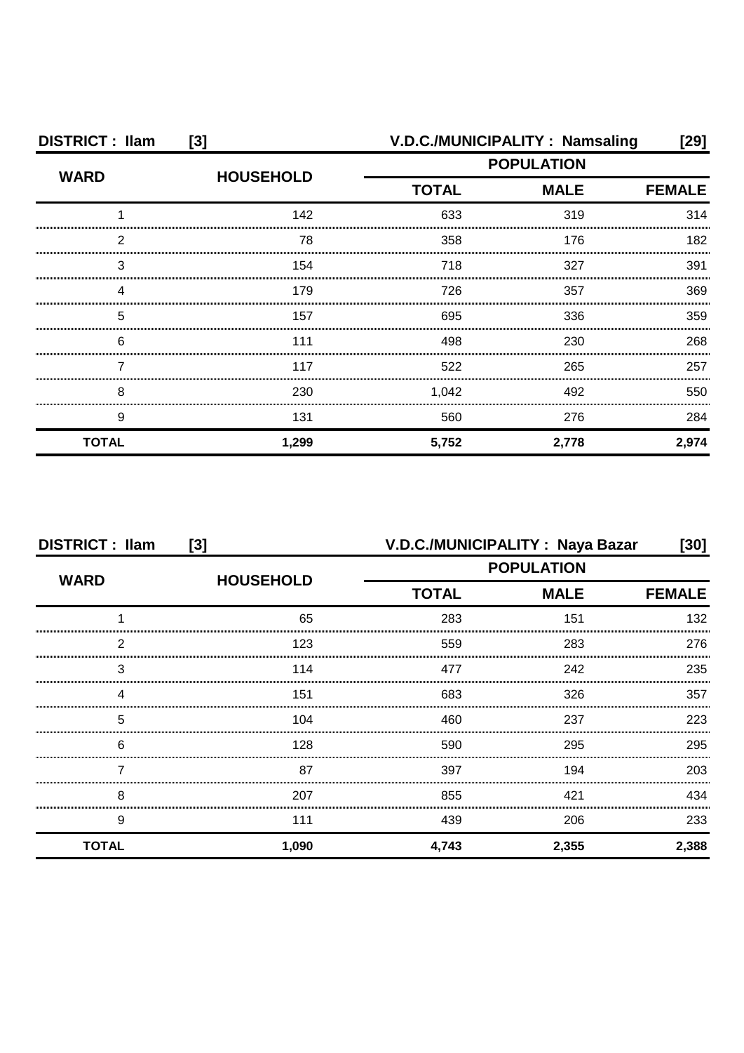**DISTRICT : Ilam [3]** **V.D.C./MUNICIPALITY : Namsaling [29]**

| WARD | HOUSEHOLD | POPULATION | | |
|---|---|---|---|---|
| | | TOTAL | MALE | FEMALE |
| 1 | 142 | 633 | 319 | 314 |
| 2 | 78 | 358 | 176 | 182 |
| 3 | 154 | 718 | 327 | 391 |
| 4 | 179 | 726 | 357 | 369 |
| 5 | 157 | 695 | 336 | 359 |
| 6 | 111 | 498 | 230 | 268 |
| 7 | 117 | 522 | 265 | 257 |
| 8 | 230 | 1,042 | 492 | 550 |
| 9 | 131 | 560 | 276 | 284 |
| **TOTAL** | **1,299** | **5,752** | **2,778** | **2,974** |

**DISTRICT : Ilam [3]** **V.D.C./MUNICIPALITY : Naya Bazar [30]**

| WARD | HOUSEHOLD | POPULATION | | |
|---|---|---|---|---|
| | | TOTAL | MALE | FEMALE |
| 1 | 65 | 283 | 151 | 132 |
| 2 | 123 | 559 | 283 | 276 |
| 3 | 114 | 477 | 242 | 235 |
| 4 | 151 | 683 | 326 | 357 |
| 5 | 104 | 460 | 237 | 223 |
| 6 | 128 | 590 | 295 | 295 |
| 7 | 87 | 397 | 194 | 203 |
| 8 | 207 | 855 | 421 | 434 |
| 9 | 111 | 439 | 206 | 233 |
| **TOTAL** | **1,090** | **4,743** | **2,355** | **2,388** |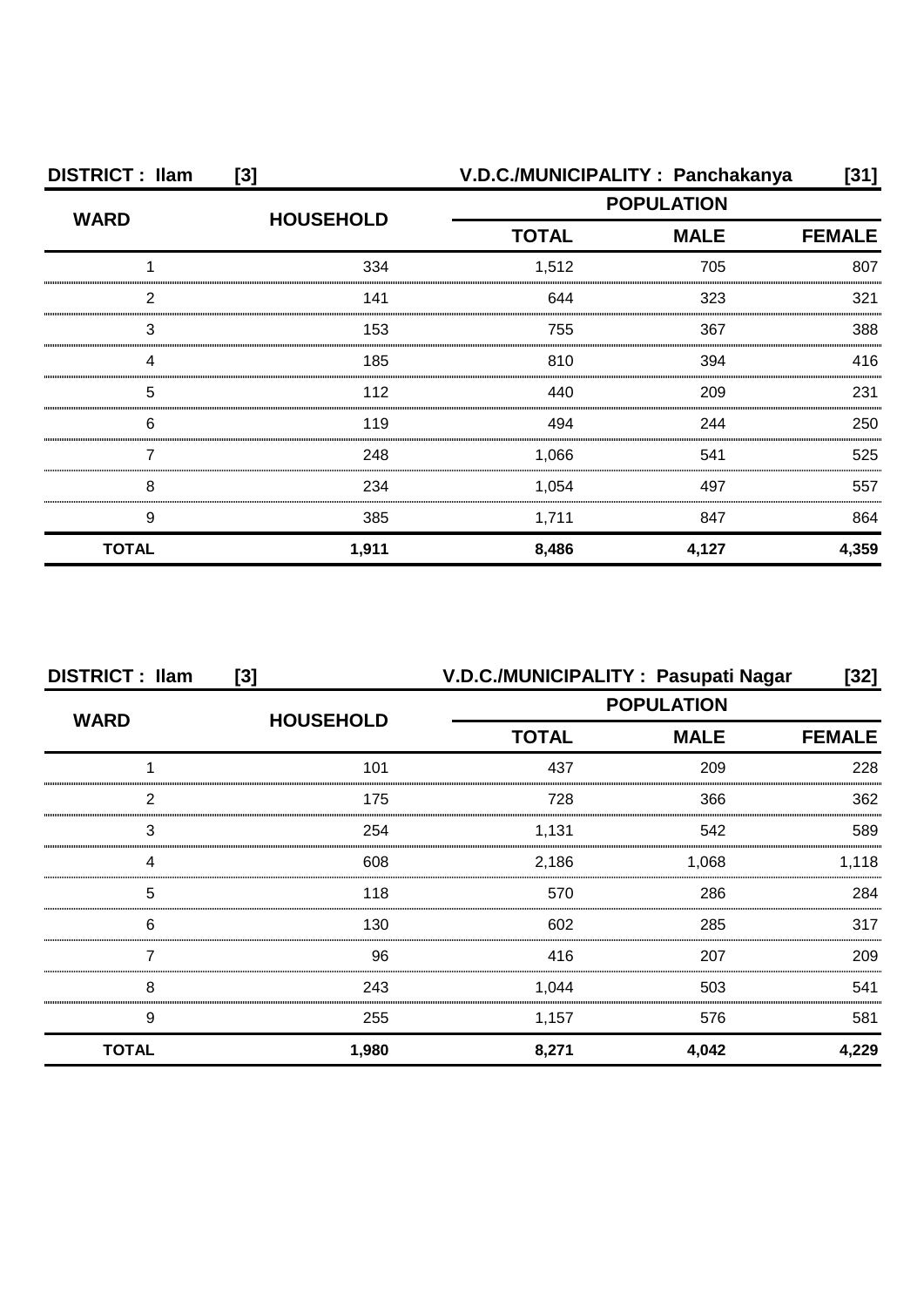**DISTRICT : Ilam [3]** **V.D.C./MUNICIPALITY : Panchakanya [31]**

| WARD | HOUSEHOLD | POPULATION | | |
|---|---|---|---|---|
| | | TOTAL | MALE | FEMALE |
| 1 | 334 | 1,512 | 705 | 807 |
| 2 | 141 | 644 | 323 | 321 |
| 3 | 153 | 755 | 367 | 388 |
| 4 | 185 | 810 | 394 | 416 |
| 5 | 112 | 440 | 209 | 231 |
| 6 | 119 | 494 | 244 | 250 |
| 7 | 248 | 1,066 | 541 | 525 |
| 8 | 234 | 1,054 | 497 | 557 |
| 9 | 385 | 1,711 | 847 | 864 |
| **TOTAL** | **1,911** | **8,486** | **4,127** | **4,359** |

**DISTRICT : Ilam [3]** **V.D.C./MUNICIPALITY : Pasupati Nagar [32]**

| WARD | HOUSEHOLD | POPULATION | | |
|---|---|---|---|---|
| | | TOTAL | MALE | FEMALE |
| 1 | 101 | 437 | 209 | 228 |
| 2 | 175 | 728 | 366 | 362 |
| 3 | 254 | 1,131 | 542 | 589 |
| 4 | 608 | 2,186 | 1,068 | 1,118 |
| 5 | 118 | 570 | 286 | 284 |
| 6 | 130 | 602 | 285 | 317 |
| 7 | 96 | 416 | 207 | 209 |
| 8 | 243 | 1,044 | 503 | 541 |
| 9 | 255 | 1,157 | 576 | 581 |
| **TOTAL** | **1,980** | **8,271** | **4,042** | **4,229** |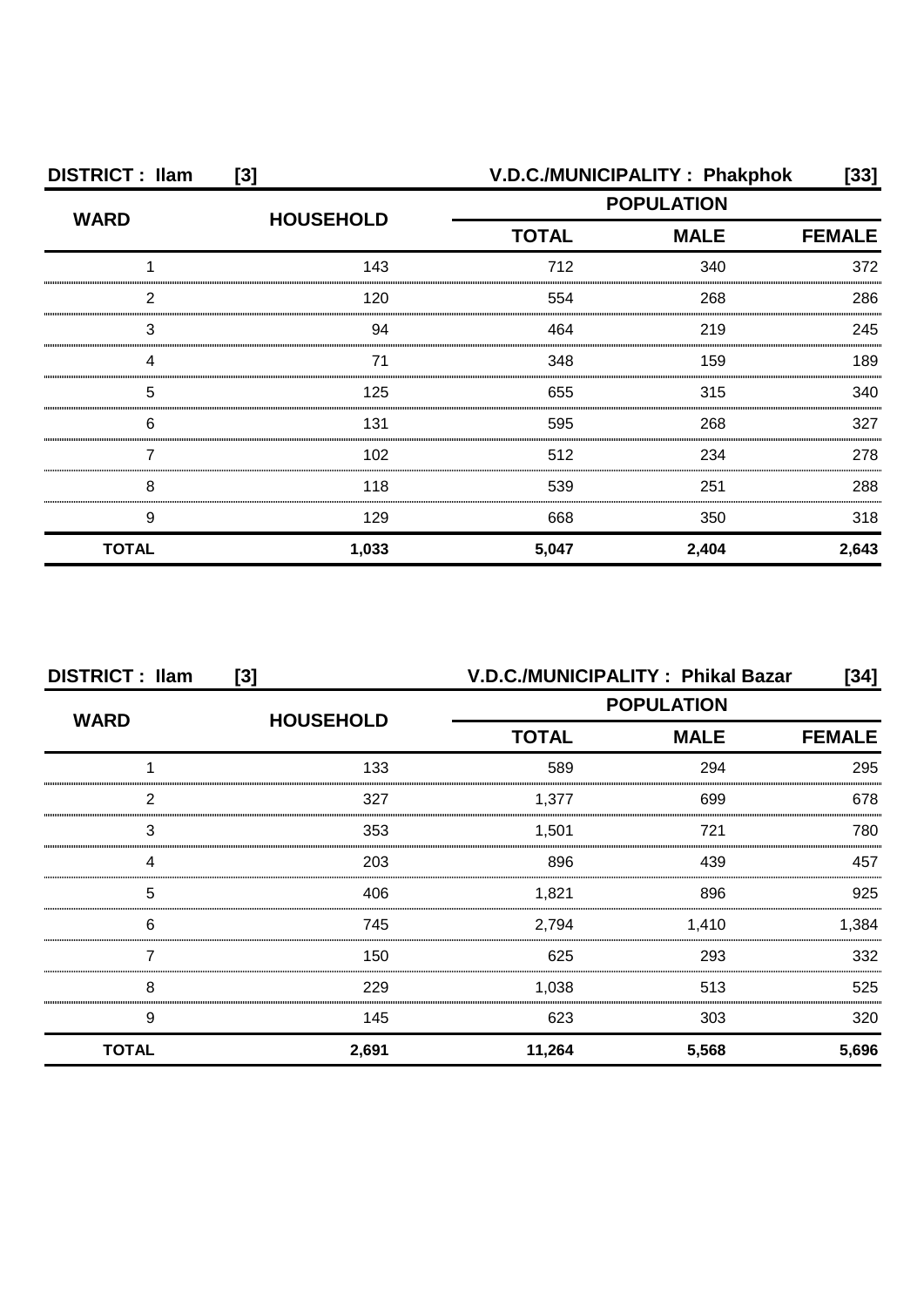**DISTRICT : Ilam [3]** **V.D.C./MUNICIPALITY : Phakphok [33]**

| WARD | HOUSEHOLD | POPULATION | | |
|---|---|---|---|---|
| | | TOTAL | MALE | FEMALE |
| 1 | 143 | 712 | 340 | 372 |
| 2 | 120 | 554 | 268 | 286 |
| 3 | 94 | 464 | 219 | 245 |
| 4 | 71 | 348 | 159 | 189 |
| 5 | 125 | 655 | 315 | 340 |
| 6 | 131 | 595 | 268 | 327 |
| 7 | 102 | 512 | 234 | 278 |
| 8 | 118 | 539 | 251 | 288 |
| 9 | 129 | 668 | 350 | 318 |
| **TOTAL** | **1,033** | **5,047** | **2,404** | **2,643** |

**DISTRICT : Ilam [3]** **V.D.C./MUNICIPALITY : Phikal Bazar [34]**

| WARD | HOUSEHOLD | POPULATION | | |
|---|---|---|---|---|
| | | TOTAL | MALE | FEMALE |
| 1 | 133 | 589 | 294 | 295 |
| 2 | 327 | 1,377 | 699 | 678 |
| 3 | 353 | 1,501 | 721 | 780 |
| 4 | 203 | 896 | 439 | 457 |
| 5 | 406 | 1,821 | 896 | 925 |
| 6 | 745 | 2,794 | 1,410 | 1,384 |
| 7 | 150 | 625 | 293 | 332 |
| 8 | 229 | 1,038 | 513 | 525 |
| 9 | 145 | 623 | 303 | 320 |
| **TOTAL** | **2,691** | **11,264** | **5,568** | **5,696** |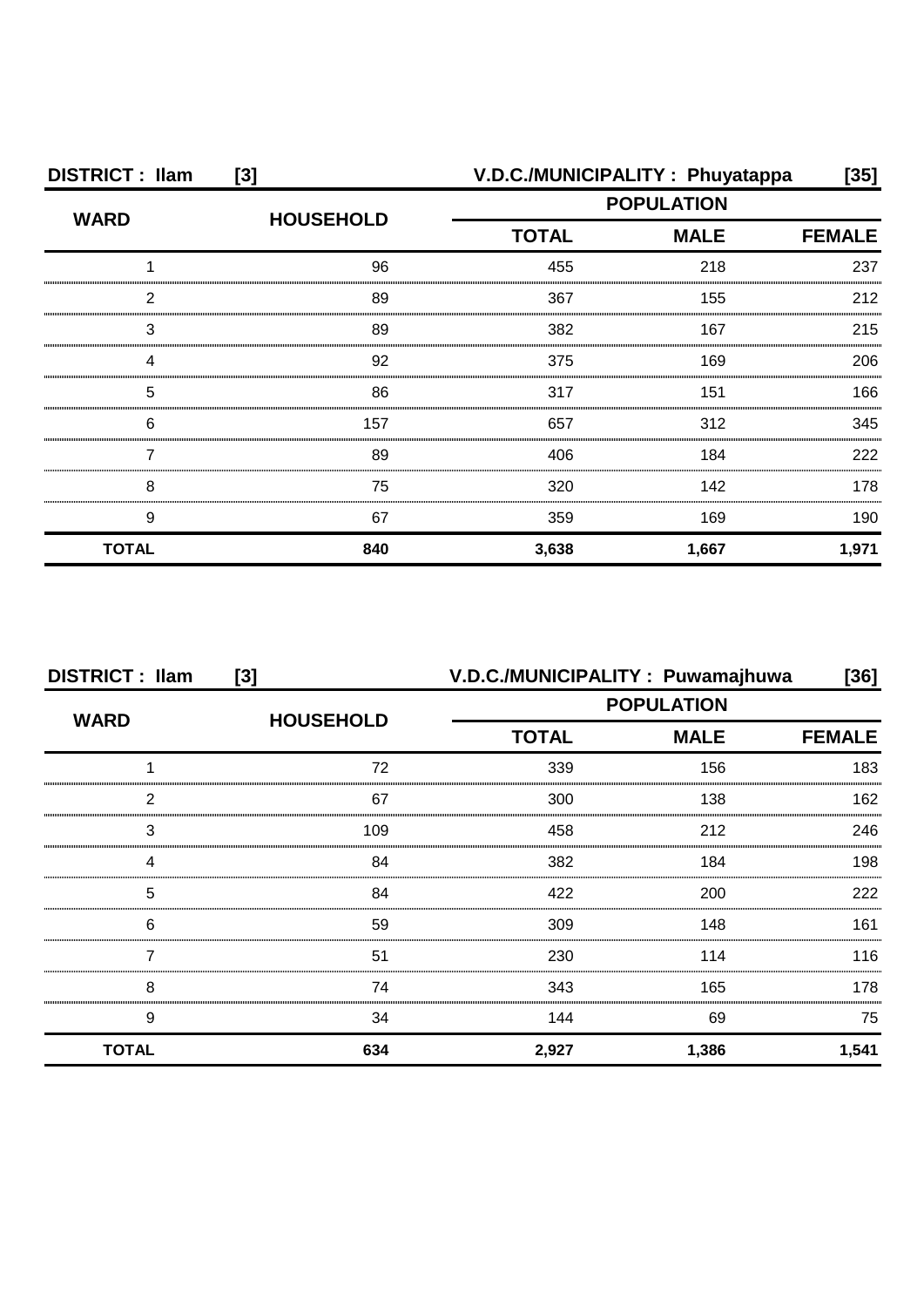**DISTRICT : Ilam [3]** **V.D.C./MUNICIPALITY : Phuyatappa [35]**

| WARD | HOUSEHOLD | POPULATION | | |
|---|---|---|---|---|
| | | TOTAL | MALE | FEMALE |
| 1 | 96 | 455 | 218 | 237 |
| 2 | 89 | 367 | 155 | 212 |
| 3 | 89 | 382 | 167 | 215 |
| 4 | 92 | 375 | 169 | 206 |
| 5 | 86 | 317 | 151 | 166 |
| 6 | 157 | 657 | 312 | 345 |
| 7 | 89 | 406 | 184 | 222 |
| 8 | 75 | 320 | 142 | 178 |
| 9 | 67 | 359 | 169 | 190 |
| **TOTAL** | **840** | **3,638** | **1,667** | **1,971** |

**DISTRICT : Ilam [3]** **V.D.C./MUNICIPALITY : Puwamajhuwa [36]**

| WARD | HOUSEHOLD | POPULATION | | |
|---|---|---|---|---|
| | | TOTAL | MALE | FEMALE |
| 1 | 72 | 339 | 156 | 183 |
| 2 | 67 | 300 | 138 | 162 |
| 3 | 109 | 458 | 212 | 246 |
| 4 | 84 | 382 | 184 | 198 |
| 5 | 84 | 422 | 200 | 222 |
| 6 | 59 | 309 | 148 | 161 |
| 7 | 51 | 230 | 114 | 116 |
| 8 | 74 | 343 | 165 | 178 |
| 9 | 34 | 144 | 69 | 75 |
| **TOTAL** | **634** | **2,927** | **1,386** | **1,541** |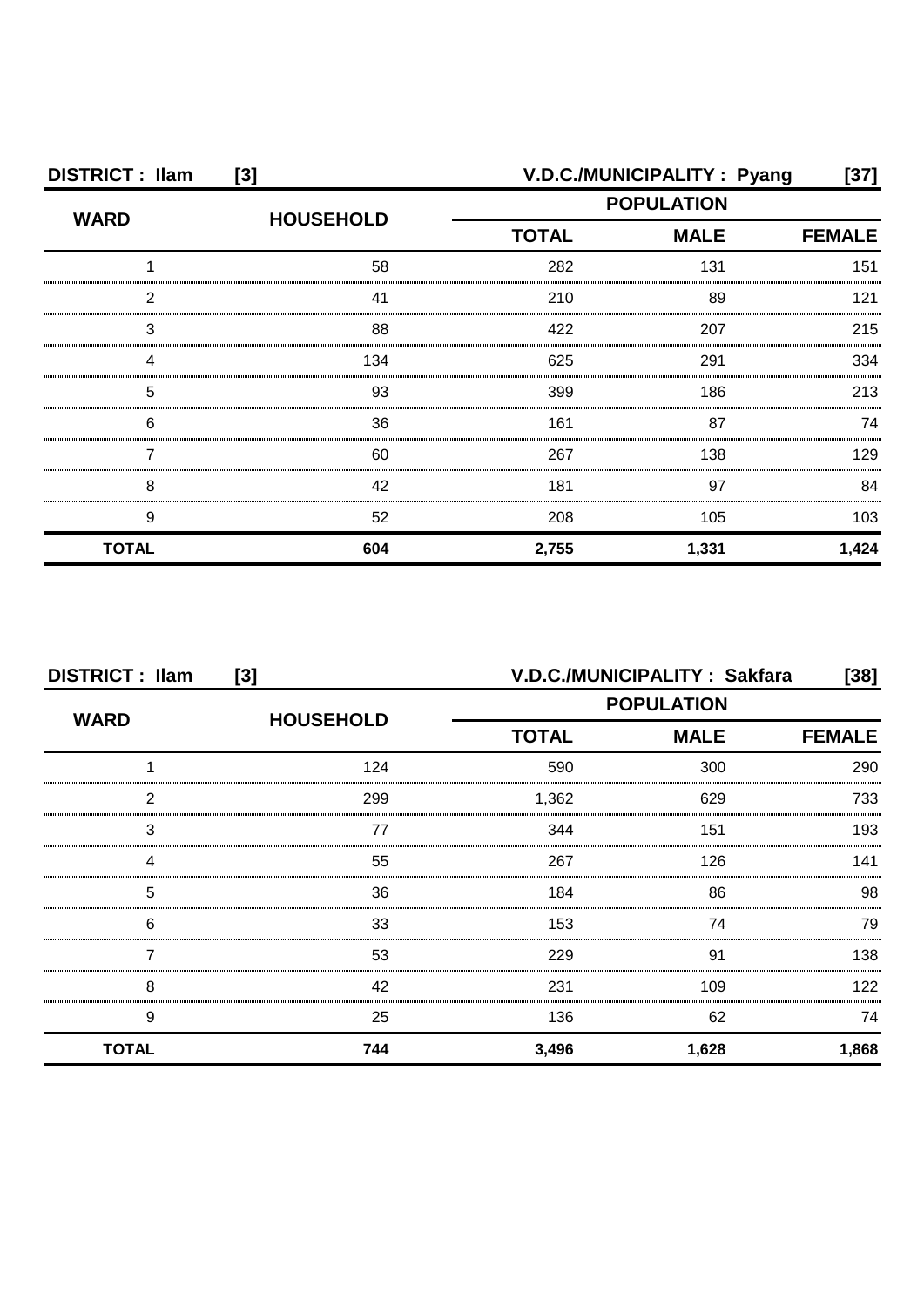**DISTRICT : Ilam [3]** **V.D.C./MUNICIPALITY : Pyang [37]**

| WARD | HOUSEHOLD | POPULATION | | |
|---|---|---|---|---|
| | | TOTAL | MALE | FEMALE |
| 1 | 58 | 282 | 131 | 151 |
| 2 | 41 | 210 | 89 | 121 |
| 3 | 88 | 422 | 207 | 215 |
| 4 | 134 | 625 | 291 | 334 |
| 5 | 93 | 399 | 186 | 213 |
| 6 | 36 | 161 | 87 | 74 |
| 7 | 60 | 267 | 138 | 129 |
| 8 | 42 | 181 | 97 | 84 |
| 9 | 52 | 208 | 105 | 103 |
| **TOTAL** | **604** | **2,755** | **1,331** | **1,424** |

**DISTRICT : Ilam [3]** **V.D.C./MUNICIPALITY : Sakfara [38]**

| WARD | HOUSEHOLD | POPULATION | | |
|---|---|---|---|---|
| | | TOTAL | MALE | FEMALE |
| 1 | 124 | 590 | 300 | 290 |
| 2 | 299 | 1,362 | 629 | 733 |
| 3 | 77 | 344 | 151 | 193 |
| 4 | 55 | 267 | 126 | 141 |
| 5 | 36 | 184 | 86 | 98 |
| 6 | 33 | 153 | 74 | 79 |
| 7 | 53 | 229 | 91 | 138 |
| 8 | 42 | 231 | 109 | 122 |
| 9 | 25 | 136 | 62 | 74 |
| **TOTAL** | **744** | **3,496** | **1,628** | **1,868** |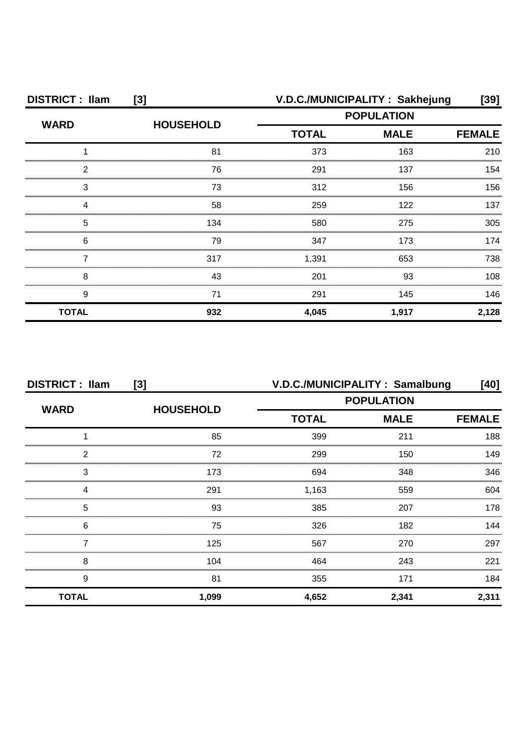**DISTRICT : Ilam [3]** **V.D.C./MUNICIPALITY : Sakhejung [39]**

| WARD | HOUSEHOLD | POPULATION | | |
|---|---|---|---|---|
| | | TOTAL | MALE | FEMALE |
| 1 | 81 | 373 | 163 | 210 |
| 2 | 76 | 291 | 137 | 154 |
| 3 | 73 | 312 | 156 | 156 |
| 4 | 58 | 259 | 122 | 137 |
| 5 | 134 | 580 | 275 | 305 |
| 6 | 79 | 347 | 173 | 174 |
| 7 | 317 | 1,391 | 653 | 738 |
| 8 | 43 | 201 | 93 | 108 |
| 9 | 71 | 291 | 145 | 146 |
| **TOTAL** | **932** | **4,045** | **1,917** | **2,128** |

**DISTRICT : Ilam [3]** **V.D.C./MUNICIPALITY : Samalbung [40]**

| WARD | HOUSEHOLD | POPULATION | | |
|---|---|---|---|---|
| | | TOTAL | MALE | FEMALE |
| 1 | 85 | 399 | 211 | 188 |
| 2 | 72 | 299 | 150 | 149 |
| 3 | 173 | 694 | 348 | 346 |
| 4 | 291 | 1,163 | 559 | 604 |
| 5 | 93 | 385 | 207 | 178 |
| 6 | 75 | 326 | 182 | 144 |
| 7 | 125 | 567 | 270 | 297 |
| 8 | 104 | 464 | 243 | 221 |
| 9 | 81 | 355 | 171 | 184 |
| **TOTAL** | **1,099** | **4,652** | **2,341** | **2,311** |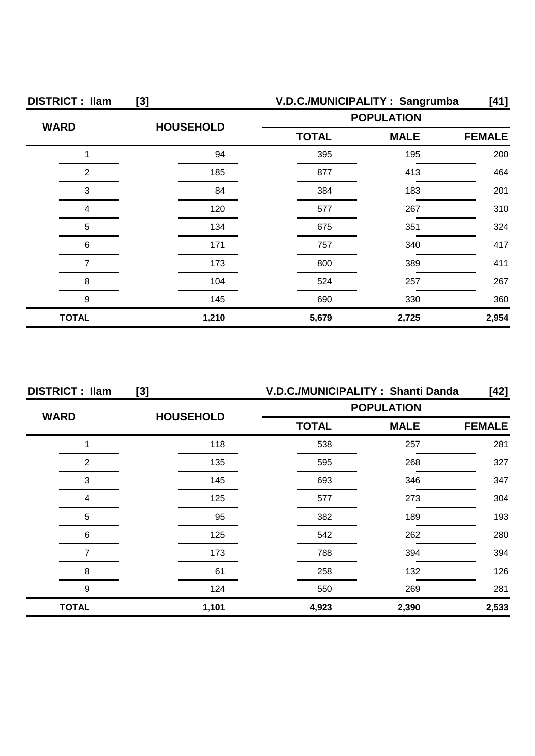**DISTRICT : Ilam [3]** **V.D.C./MUNICIPALITY : Sangrumba [41]**

| WARD | HOUSEHOLD | POPULATION | | |
|---|---|---|---|---|
| | | TOTAL | MALE | FEMALE |
| 1 | 94 | 395 | 195 | 200 |
| 2 | 185 | 877 | 413 | 464 |
| 3 | 84 | 384 | 183 | 201 |
| 4 | 120 | 577 | 267 | 310 |
| 5 | 134 | 675 | 351 | 324 |
| 6 | 171 | 757 | 340 | 417 |
| 7 | 173 | 800 | 389 | 411 |
| 8 | 104 | 524 | 257 | 267 |
| 9 | 145 | 690 | 330 | 360 |
| **TOTAL** | **1,210** | **5,679** | **2,725** | **2,954** |

**DISTRICT : Ilam [3]** **V.D.C./MUNICIPALITY : Shanti Danda [42]**

| WARD | HOUSEHOLD | POPULATION | | |
|---|---|---|---|---|
| | | TOTAL | MALE | FEMALE |
| 1 | 118 | 538 | 257 | 281 |
| 2 | 135 | 595 | 268 | 327 |
| 3 | 145 | 693 | 346 | 347 |
| 4 | 125 | 577 | 273 | 304 |
| 5 | 95 | 382 | 189 | 193 |
| 6 | 125 | 542 | 262 | 280 |
| 7 | 173 | 788 | 394 | 394 |
| 8 | 61 | 258 | 132 | 126 |
| 9 | 124 | 550 | 269 | 281 |
| **TOTAL** | **1,101** | **4,923** | **2,390** | **2,533** |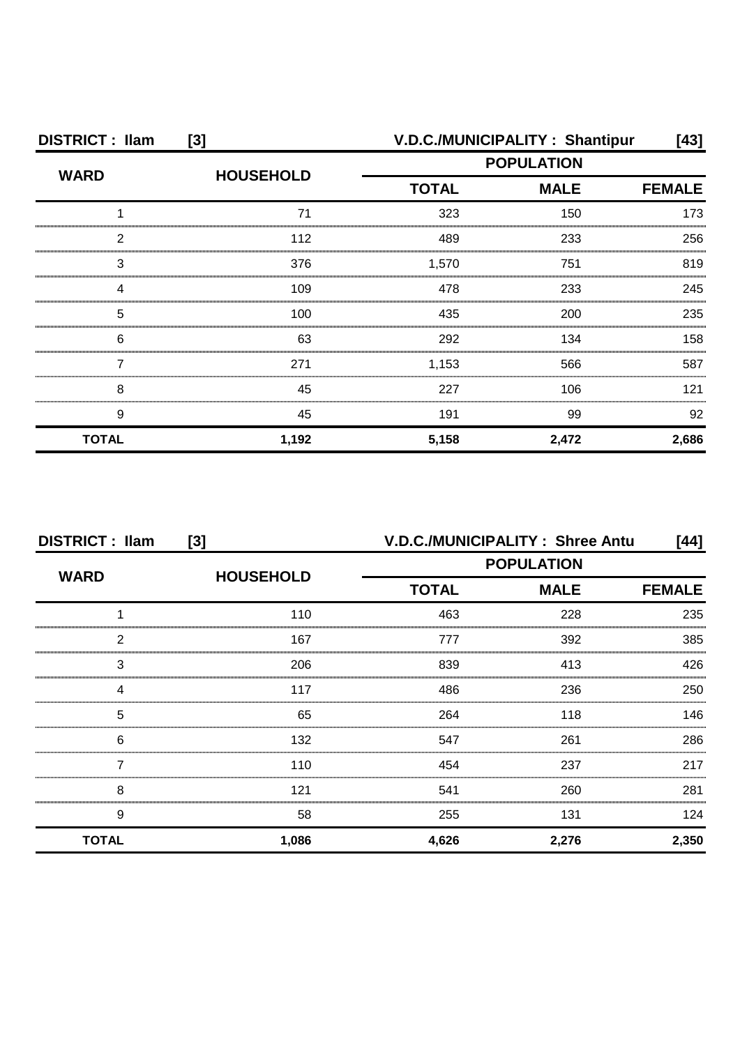**DISTRICT : Ilam [3]** **V.D.C./MUNICIPALITY : Shantipur [43]**

| WARD | HOUSEHOLD | POPULATION | | |
|---|---|---|---|---|
| | | TOTAL | MALE | FEMALE |
| 1 | 71 | 323 | 150 | 173 |
| 2 | 112 | 489 | 233 | 256 |
| 3 | 376 | 1,570 | 751 | 819 |
| 4 | 109 | 478 | 233 | 245 |
| 5 | 100 | 435 | 200 | 235 |
| 6 | 63 | 292 | 134 | 158 |
| 7 | 271 | 1,153 | 566 | 587 |
| 8 | 45 | 227 | 106 | 121 |
| 9 | 45 | 191 | 99 | 92 |
| **TOTAL** | **1,192** | **5,158** | **2,472** | **2,686** |

**DISTRICT : Ilam [3]** **V.D.C./MUNICIPALITY : Shree Antu [44]**

| WARD | HOUSEHOLD | POPULATION | | |
|---|---|---|---|---|
| | | TOTAL | MALE | FEMALE |
| 1 | 110 | 463 | 228 | 235 |
| 2 | 167 | 777 | 392 | 385 |
| 3 | 206 | 839 | 413 | 426 |
| 4 | 117 | 486 | 236 | 250 |
| 5 | 65 | 264 | 118 | 146 |
| 6 | 132 | 547 | 261 | 286 |
| 7 | 110 | 454 | 237 | 217 |
| 8 | 121 | 541 | 260 | 281 |
| 9 | 58 | 255 | 131 | 124 |
| **TOTAL** | **1,086** | **4,626** | **2,276** | **2,350** |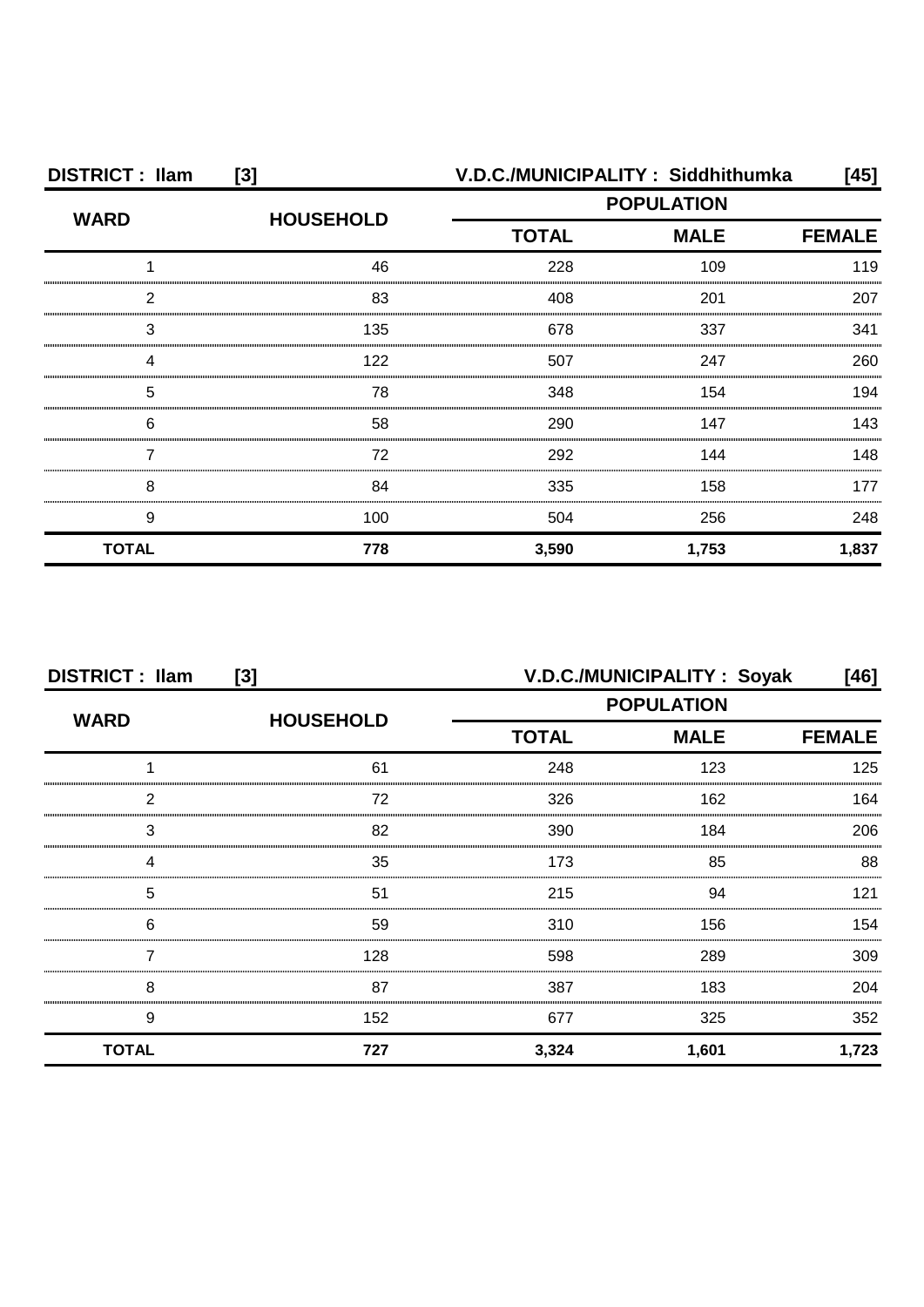| DISTRICT : Ilam [3] | | V.D.C./MUNICIPALITY : Siddhithumka [45] | | |
|---|---|---|---|---|
| WARD | HOUSEHOLD | POPULATION | | |
| | | TOTAL | MALE | FEMALE |
| 1 | 46 | 228 | 109 | 119 |
| 2 | 83 | 408 | 201 | 207 |
| 3 | 135 | 678 | 337 | 341 |
| 4 | 122 | 507 | 247 | 260 |
| 5 | 78 | 348 | 154 | 194 |
| 6 | 58 | 290 | 147 | 143 |
| 7 | 72 | 292 | 144 | 148 |
| 8 | 84 | 335 | 158 | 177 |
| 9 | 100 | 504 | 256 | 248 |
| **TOTAL** | **778** | **3,590** | **1,753** | **1,837** |

| DISTRICT : Ilam [3] | | V.D.C./MUNICIPALITY : Soyak [46] | | |
|---|---|---|---|---|
| WARD | HOUSEHOLD | POPULATION | | |
| | | TOTAL | MALE | FEMALE |
| 1 | 61 | 248 | 123 | 125 |
| 2 | 72 | 326 | 162 | 164 |
| 3 | 82 | 390 | 184 | 206 |
| 4 | 35 | 173 | 85 | 88 |
| 5 | 51 | 215 | 94 | 121 |
| 6 | 59 | 310 | 156 | 154 |
| 7 | 128 | 598 | 289 | 309 |
| 8 | 87 | 387 | 183 | 204 |
| 9 | 152 | 677 | 325 | 352 |
| **TOTAL** | **727** | **3,324** | **1,601** | **1,723** |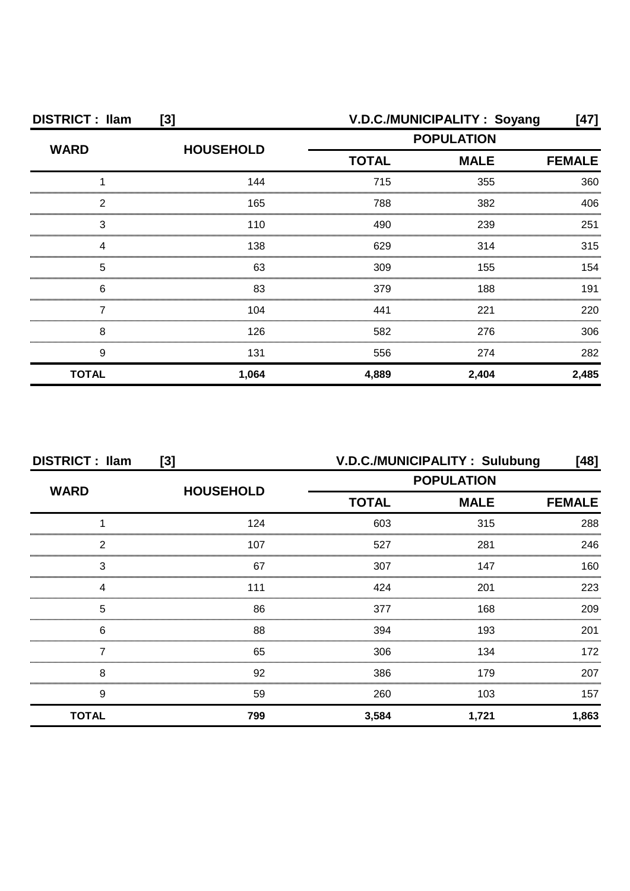**DISTRICT : Ilam [3]** **V.D.C./MUNICIPALITY : Soyang [47]**

| WARD | HOUSEHOLD | POPULATION | | |
|---|---|---|---|---|
| | | TOTAL | MALE | FEMALE |
| 1 | 144 | 715 | 355 | 360 |
| 2 | 165 | 788 | 382 | 406 |
| 3 | 110 | 490 | 239 | 251 |
| 4 | 138 | 629 | 314 | 315 |
| 5 | 63 | 309 | 155 | 154 |
| 6 | 83 | 379 | 188 | 191 |
| 7 | 104 | 441 | 221 | 220 |
| 8 | 126 | 582 | 276 | 306 |
| 9 | 131 | 556 | 274 | 282 |
| **TOTAL** | **1,064** | **4,889** | **2,404** | **2,485** |

**DISTRICT : Ilam [3]** **V.D.C./MUNICIPALITY : Sulubung [48]**

| WARD | HOUSEHOLD | POPULATION | | |
|---|---|---|---|---|
| | | TOTAL | MALE | FEMALE |
| 1 | 124 | 603 | 315 | 288 |
| 2 | 107 | 527 | 281 | 246 |
| 3 | 67 | 307 | 147 | 160 |
| 4 | 111 | 424 | 201 | 223 |
| 5 | 86 | 377 | 168 | 209 |
| 6 | 88 | 394 | 193 | 201 |
| 7 | 65 | 306 | 134 | 172 |
| 8 | 92 | 386 | 179 | 207 |
| 9 | 59 | 260 | 103 | 157 |
| **TOTAL** | **799** | **3,584** | **1,721** | **1,863** |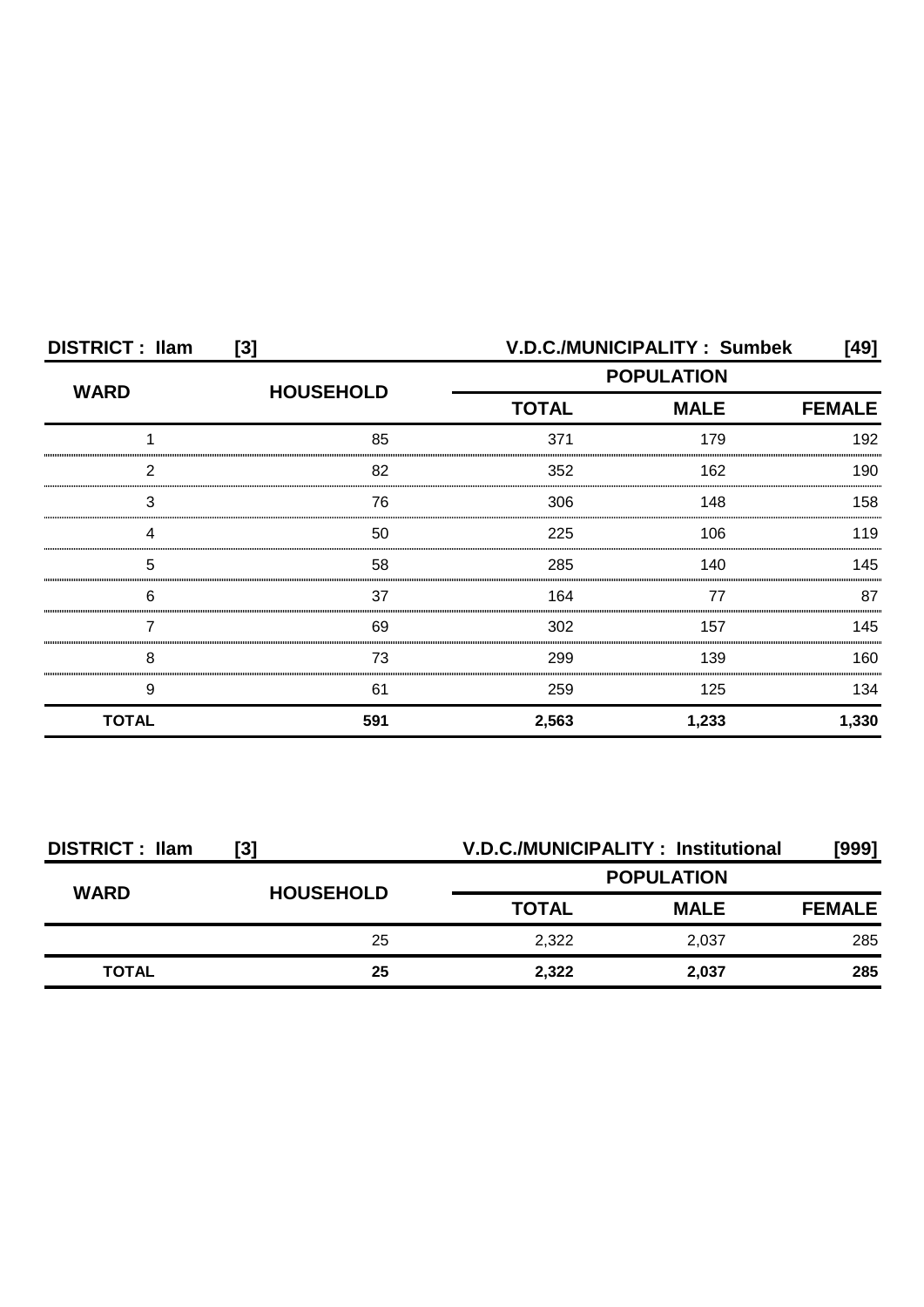| DISTRICT : Ilam [3] | | V.D.C./MUNICIPALITY : Sumbek [49] | | |
|---|---|---|---|---|
| WARD | HOUSEHOLD | POPULATION | | |
| | | TOTAL | MALE | FEMALE |
| 1 | 85 | 371 | 179 | 192 |
| 2 | 82 | 352 | 162 | 190 |
| 3 | 76 | 306 | 148 | 158 |
| 4 | 50 | 225 | 106 | 119 |
| 5 | 58 | 285 | 140 | 145 |
| 6 | 37 | 164 | 77 | 87 |
| 7 | 69 | 302 | 157 | 145 |
| 8 | 73 | 299 | 139 | 160 |
| 9 | 61 | 259 | 125 | 134 |
| **TOTAL** | **591** | **2,563** | **1,233** | **1,330** |

| DISTRICT : Ilam [3] | | V.D.C./MUNICIPALITY : Institutional [999] | | |
|---|---|---|---|---|
| WARD | HOUSEHOLD | POPULATION | | |
| | | TOTAL | MALE | FEMALE |
| | 25 | 2,322 | 2,037 | 285 |
| **TOTAL** | **25** | **2,322** | **2,037** | **285** |